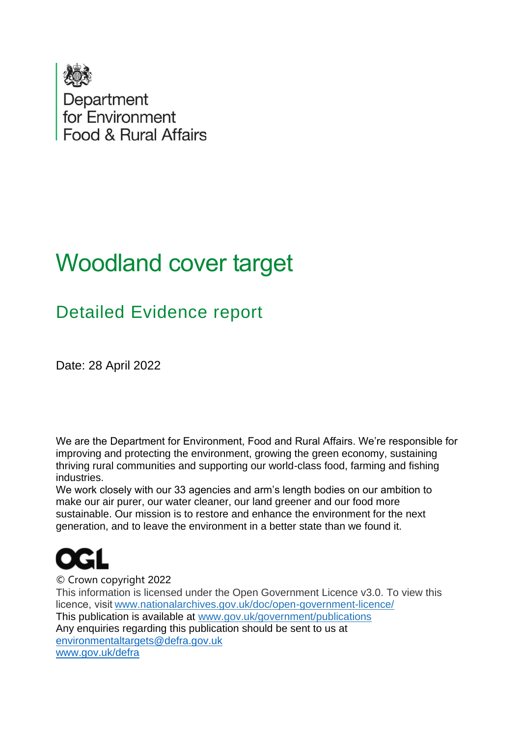Department for Environment Food & Rural Affairs

# Woodland cover target

## Detailed Evidence report

Date: 28 April 2022

We are the Department for Environment, Food and Rural Affairs. We're responsible for improving and protecting the environment, growing the green economy, sustaining thriving rural communities and supporting our world-class food, farming and fishing industries.

We work closely with our 33 agencies and arm's length bodies on our ambition to make our air purer, our water cleaner, our land greener and our food more sustainable. Our mission is to restore and enhance the environment for the next generation, and to leave the environment in a better state than we found it.

OGL

© Crown copyright 2022

This information is licensed under the Open Government Licence v3.0. To view this licence, visit www.nationalarchives.gov.uk/doc/open-government-licence/

This publication is available at www.gov.uk/government/publications

Any enquiries regarding this publication should be sent to us at environmentaltargets@defra.gov.uk

www.gov.uk/defra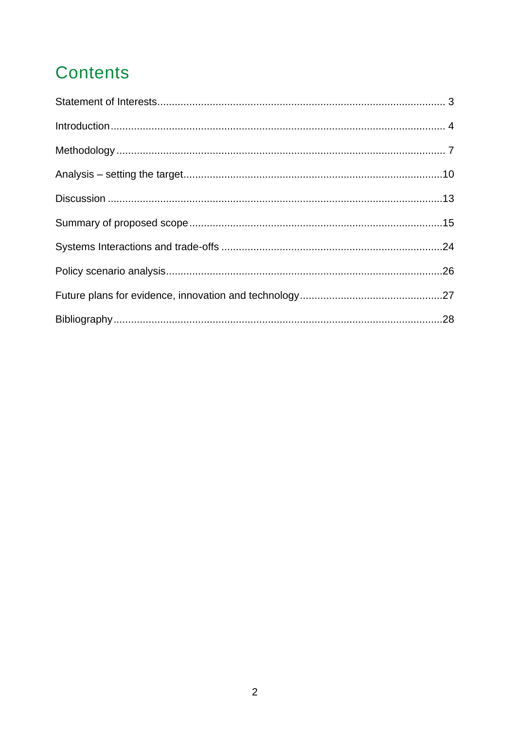# Contents

Statement of Interests ... 3

Introduction ... 4

Methodology ... 7

Analysis – setting the target ... 10

Discussion ... 13

Summary of proposed scope ... 15

Systems Interactions and trade-offs ... 24

Policy scenario analysis ... 26

Future plans for evidence, innovation and technology ... 27

Bibliography ... 28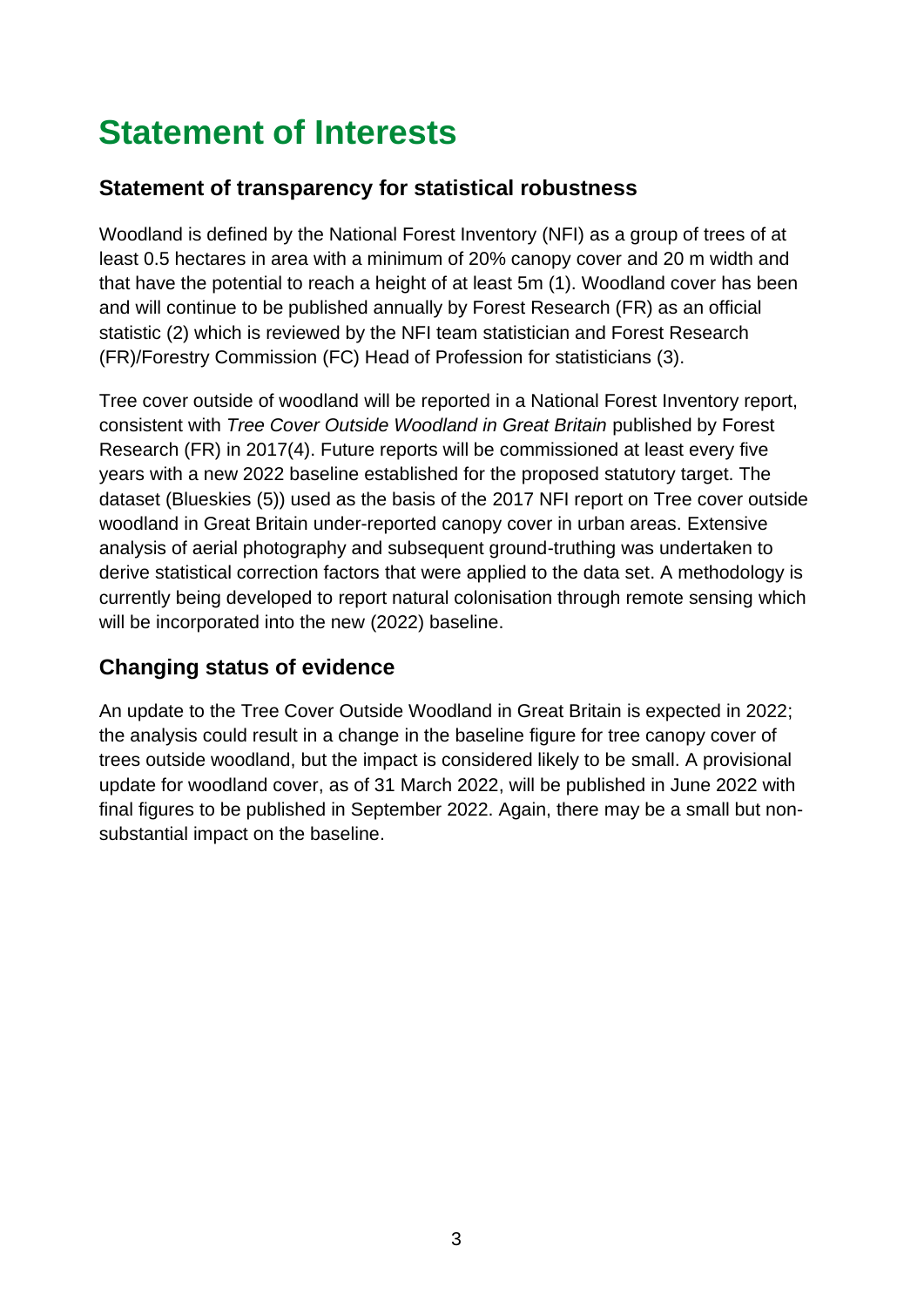# Statement of Interests

## Statement of transparency for statistical robustness

Woodland is defined by the National Forest Inventory (NFI) as a group of trees of at least 0.5 hectares in area with a minimum of 20% canopy cover and 20 m width and that have the potential to reach a height of at least 5m (1). Woodland cover has been and will continue to be published annually by Forest Research (FR) as an official statistic (2) which is reviewed by the NFI team statistician and Forest Research (FR)/Forestry Commission (FC) Head of Profession for statisticians (3).

Tree cover outside of woodland will be reported in a National Forest Inventory report, consistent with *Tree Cover Outside Woodland in Great Britain* published by Forest Research (FR) in 2017(4). Future reports will be commissioned at least every five years with a new 2022 baseline established for the proposed statutory target. The dataset (Blueskies (5)) used as the basis of the 2017 NFI report on Tree cover outside woodland in Great Britain under-reported canopy cover in urban areas. Extensive analysis of aerial photography and subsequent ground-truthing was undertaken to derive statistical correction factors that were applied to the data set. A methodology is currently being developed to report natural colonisation through remote sensing which will be incorporated into the new (2022) baseline.

## Changing status of evidence

An update to the Tree Cover Outside Woodland in Great Britain is expected in 2022; the analysis could result in a change in the baseline figure for tree canopy cover of trees outside woodland, but the impact is considered likely to be small. A provisional update for woodland cover, as of 31 March 2022, will be published in June 2022 with final figures to be published in September 2022. Again, there may be a small but non-substantial impact on the baseline.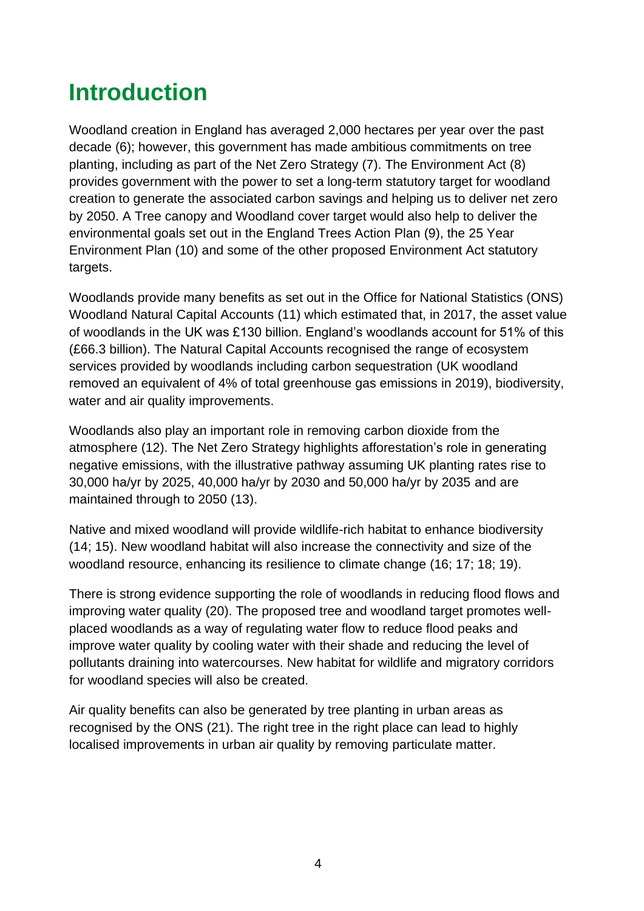# Introduction

Woodland creation in England has averaged 2,000 hectares per year over the past decade (6); however, this government has made ambitious commitments on tree planting, including as part of the Net Zero Strategy (7). The Environment Act (8) provides government with the power to set a long-term statutory target for woodland creation to generate the associated carbon savings and helping us to deliver net zero by 2050. A Tree canopy and Woodland cover target would also help to deliver the environmental goals set out in the England Trees Action Plan (9), the 25 Year Environment Plan (10) and some of the other proposed Environment Act statutory targets.

Woodlands provide many benefits as set out in the Office for National Statistics (ONS) Woodland Natural Capital Accounts (11) which estimated that, in 2017, the asset value of woodlands in the UK was £130 billion. England's woodlands account for 51% of this (£66.3 billion). The Natural Capital Accounts recognised the range of ecosystem services provided by woodlands including carbon sequestration (UK woodland removed an equivalent of 4% of total greenhouse gas emissions in 2019), biodiversity, water and air quality improvements.

Woodlands also play an important role in removing carbon dioxide from the atmosphere (12). The Net Zero Strategy highlights afforestation's role in generating negative emissions, with the illustrative pathway assuming UK planting rates rise to 30,000 ha/yr by 2025, 40,000 ha/yr by 2030 and 50,000 ha/yr by 2035 and are maintained through to 2050 (13).

Native and mixed woodland will provide wildlife-rich habitat to enhance biodiversity (14; 15). New woodland habitat will also increase the connectivity and size of the woodland resource, enhancing its resilience to climate change (16; 17; 18; 19).

There is strong evidence supporting the role of woodlands in reducing flood flows and improving water quality (20). The proposed tree and woodland target promotes well-placed woodlands as a way of regulating water flow to reduce flood peaks and improve water quality by cooling water with their shade and reducing the level of pollutants draining into watercourses. New habitat for wildlife and migratory corridors for woodland species will also be created.

Air quality benefits can also be generated by tree planting in urban areas as recognised by the ONS (21). The right tree in the right place can lead to highly localised improvements in urban air quality by removing particulate matter.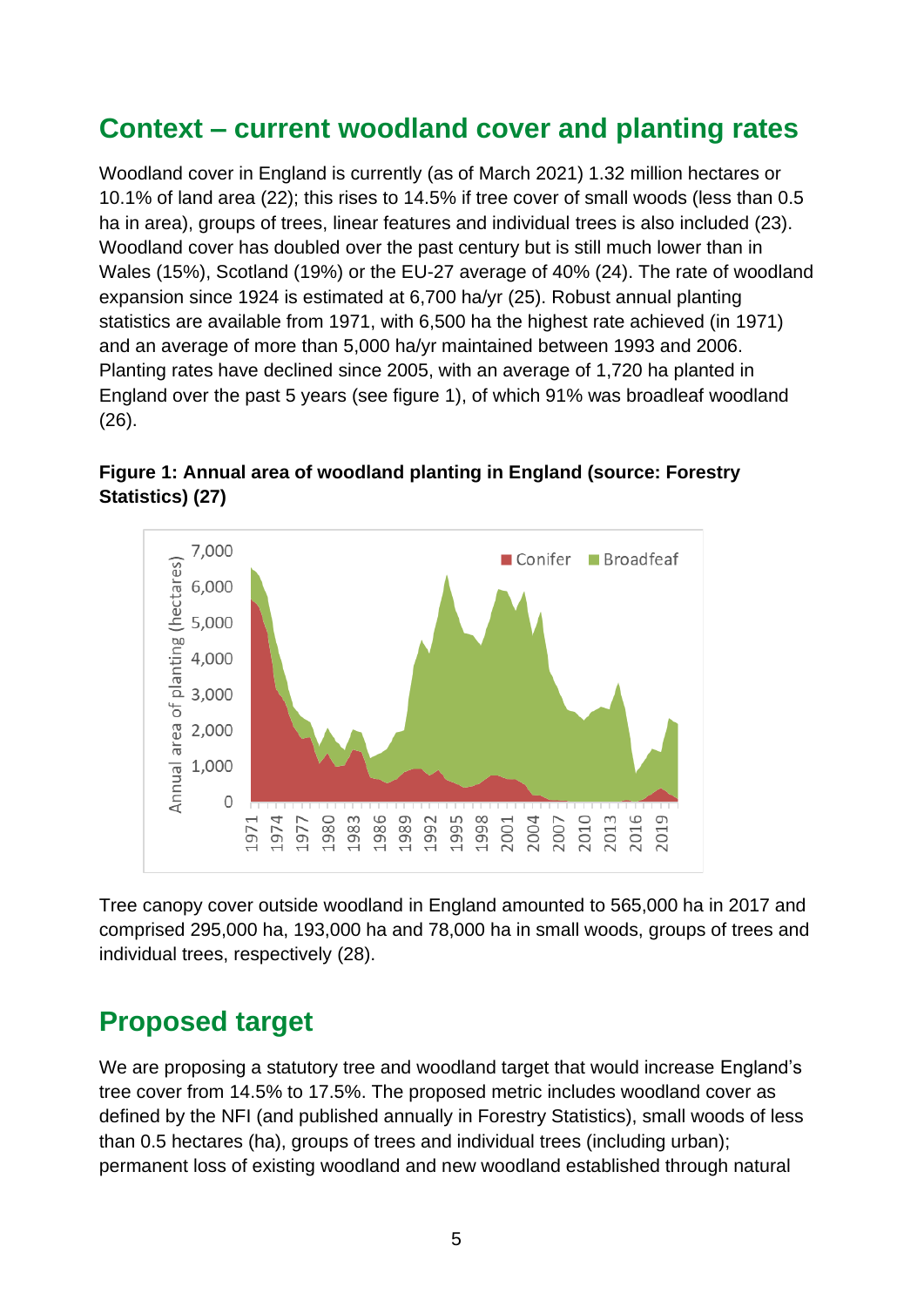## Context – current woodland cover and planting rates

Woodland cover in England is currently (as of March 2021) 1.32 million hectares or 10.1% of land area (22); this rises to 14.5% if tree cover of small woods (less than 0.5 ha in area), groups of trees, linear features and individual trees is also included (23). Woodland cover has doubled over the past century but is still much lower than in Wales (15%), Scotland (19%) or the EU-27 average of 40% (24). The rate of woodland expansion since 1924 is estimated at 6,700 ha/yr (25). Robust annual planting statistics are available from 1971, with 6,500 ha the highest rate achieved (in 1971) and an average of more than 5,000 ha/yr maintained between 1993 and 2006. Planting rates have declined since 2005, with an average of 1,720 ha planted in England over the past 5 years (see figure 1), of which 91% was broadleaf woodland (26).

**Figure 1: Annual area of woodland planting in England (source: Forestry Statistics) (27)**

Tree canopy cover outside woodland in England amounted to 565,000 ha in 2017 and comprised 295,000 ha, 193,000 ha and 78,000 ha in small woods, groups of trees and individual trees, respectively (28).

## Proposed target

We are proposing a statutory tree and woodland target that would increase England's tree cover from 14.5% to 17.5%. The proposed metric includes woodland cover as defined by the NFI (and published annually in Forestry Statistics), small woods of less than 0.5 hectares (ha), groups of trees and individual trees (including urban); permanent loss of existing woodland and new woodland established through natural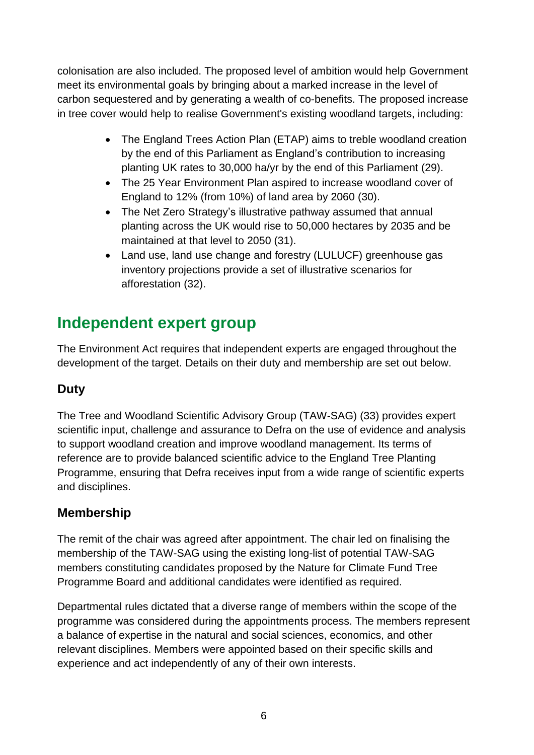colonisation are also included. The proposed level of ambition would help Government meet its environmental goals by bringing about a marked increase in the level of carbon sequestered and by generating a wealth of co-benefits. The proposed increase in tree cover would help to realise Government's existing woodland targets, including:

- The England Trees Action Plan (ETAP) aims to treble woodland creation by the end of this Parliament as England's contribution to increasing planting UK rates to 30,000 ha/yr by the end of this Parliament (29).
- The 25 Year Environment Plan aspired to increase woodland cover of England to 12% (from 10%) of land area by 2060 (30).
- The Net Zero Strategy's illustrative pathway assumed that annual planting across the UK would rise to 50,000 hectares by 2035 and be maintained at that level to 2050 (31).
- Land use, land use change and forestry (LULUCF) greenhouse gas inventory projections provide a set of illustrative scenarios for afforestation (32).

# Independent expert group

The Environment Act requires that independent experts are engaged throughout the development of the target. Details on their duty and membership are set out below.

## Duty

The Tree and Woodland Scientific Advisory Group (TAW-SAG) (33) provides expert scientific input, challenge and assurance to Defra on the use of evidence and analysis to support woodland creation and improve woodland management. Its terms of reference are to provide balanced scientific advice to the England Tree Planting Programme, ensuring that Defra receives input from a wide range of scientific experts and disciplines.

## Membership

The remit of the chair was agreed after appointment. The chair led on finalising the membership of the TAW-SAG using the existing long-list of potential TAW-SAG members constituting candidates proposed by the Nature for Climate Fund Tree Programme Board and additional candidates were identified as required.

Departmental rules dictated that a diverse range of members within the scope of the programme was considered during the appointments process. The members represent a balance of expertise in the natural and social sciences, economics, and other relevant disciplines. Members were appointed based on their specific skills and experience and act independently of any of their own interests.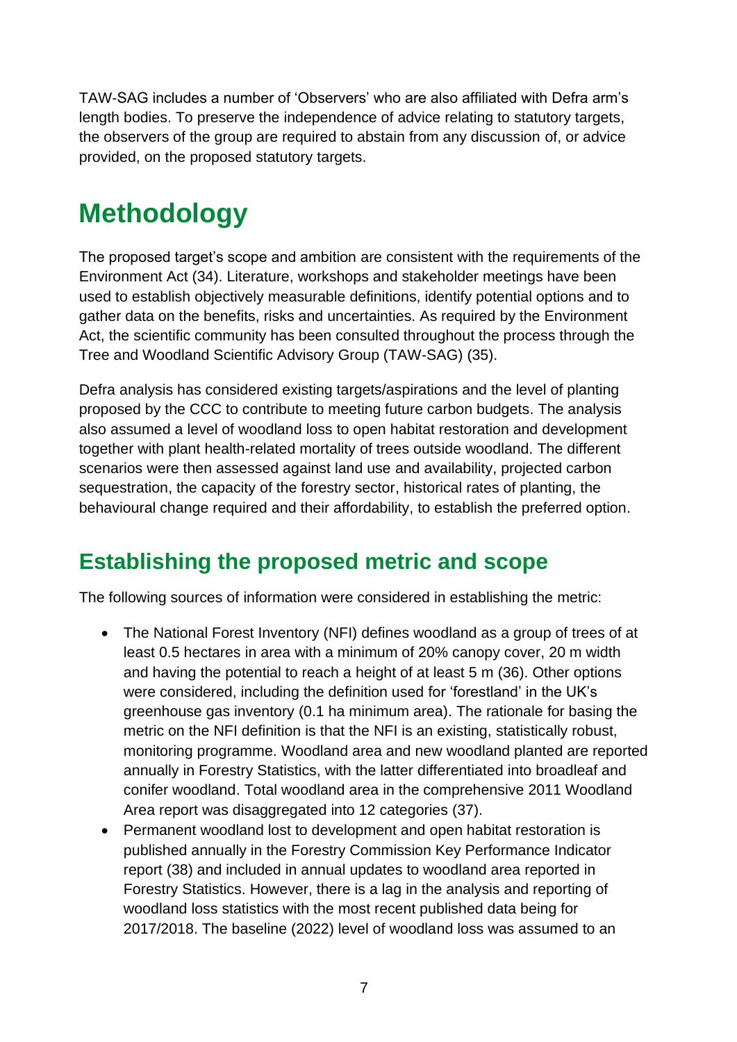TAW-SAG includes a number of 'Observers' who are also affiliated with Defra arm's length bodies. To preserve the independence of advice relating to statutory targets, the observers of the group are required to abstain from any discussion of, or advice provided, on the proposed statutory targets.

# Methodology

The proposed target's scope and ambition are consistent with the requirements of the Environment Act (34). Literature, workshops and stakeholder meetings have been used to establish objectively measurable definitions, identify potential options and to gather data on the benefits, risks and uncertainties. As required by the Environment Act, the scientific community has been consulted throughout the process through the Tree and Woodland Scientific Advisory Group (TAW-SAG) (35).

Defra analysis has considered existing targets/aspirations and the level of planting proposed by the CCC to contribute to meeting future carbon budgets. The analysis also assumed a level of woodland loss to open habitat restoration and development together with plant health-related mortality of trees outside woodland. The different scenarios were then assessed against land use and availability, projected carbon sequestration, the capacity of the forestry sector, historical rates of planting, the behavioural change required and their affordability, to establish the preferred option.

## Establishing the proposed metric and scope

The following sources of information were considered in establishing the metric:

- The National Forest Inventory (NFI) defines woodland as a group of trees of at least 0.5 hectares in area with a minimum of 20% canopy cover, 20 m width and having the potential to reach a height of at least 5 m (36). Other options were considered, including the definition used for 'forestland' in the UK's greenhouse gas inventory (0.1 ha minimum area). The rationale for basing the metric on the NFI definition is that the NFI is an existing, statistically robust, monitoring programme. Woodland area and new woodland planted are reported annually in Forestry Statistics, with the latter differentiated into broadleaf and conifer woodland. Total woodland area in the comprehensive 2011 Woodland Area report was disaggregated into 12 categories (37).
- Permanent woodland lost to development and open habitat restoration is published annually in the Forestry Commission Key Performance Indicator report (38) and included in annual updates to woodland area reported in Forestry Statistics. However, there is a lag in the analysis and reporting of woodland loss statistics with the most recent published data being for 2017/2018. The baseline (2022) level of woodland loss was assumed to an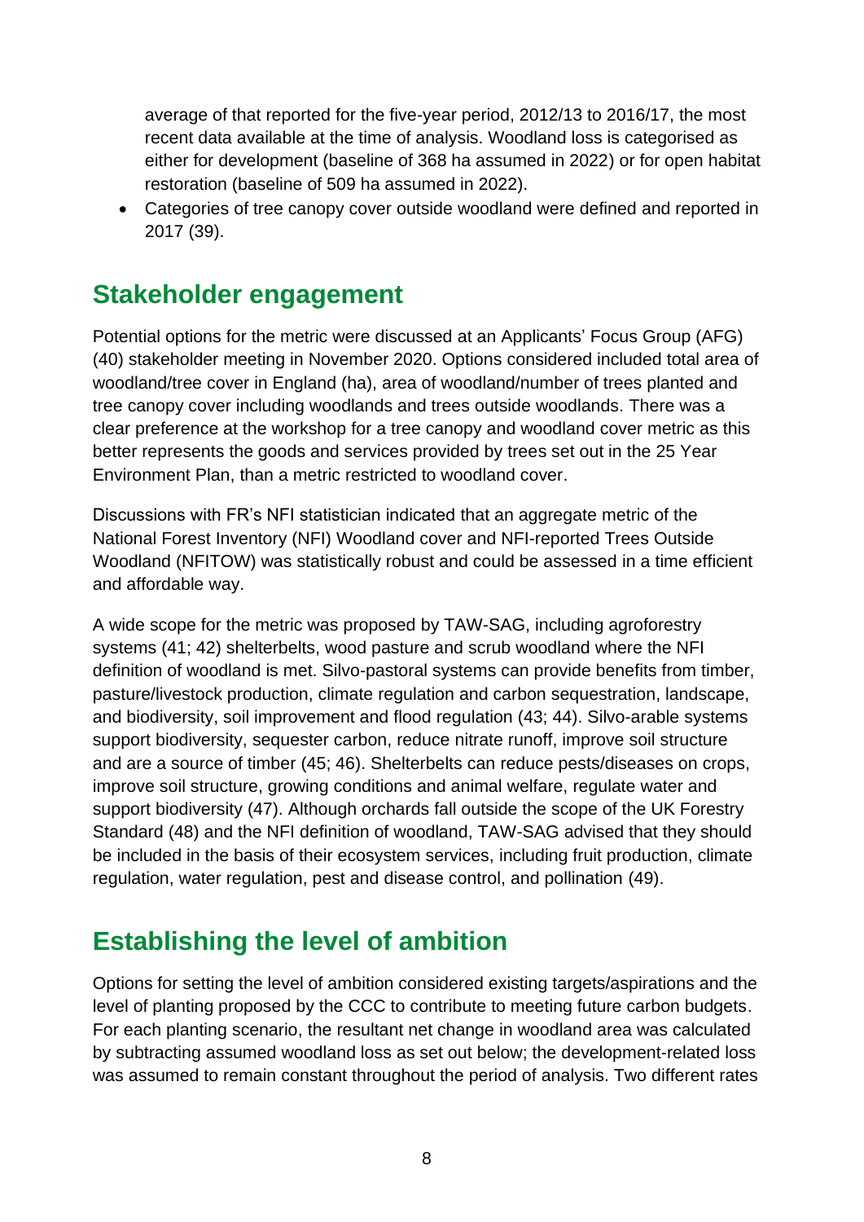average of that reported for the five-year period, 2012/13 to 2016/17, the most recent data available at the time of analysis. Woodland loss is categorised as either for development (baseline of 368 ha assumed in 2022) or for open habitat restoration (baseline of 509 ha assumed in 2022).

- Categories of tree canopy cover outside woodland were defined and reported in 2017 (39).

## Stakeholder engagement

Potential options for the metric were discussed at an Applicants' Focus Group (AFG) (40) stakeholder meeting in November 2020. Options considered included total area of woodland/tree cover in England (ha), area of woodland/number of trees planted and tree canopy cover including woodlands and trees outside woodlands. There was a clear preference at the workshop for a tree canopy and woodland cover metric as this better represents the goods and services provided by trees set out in the 25 Year Environment Plan, than a metric restricted to woodland cover.

Discussions with FR's NFI statistician indicated that an aggregate metric of the National Forest Inventory (NFI) Woodland cover and NFI-reported Trees Outside Woodland (NFITOW) was statistically robust and could be assessed in a time efficient and affordable way.

A wide scope for the metric was proposed by TAW-SAG, including agroforestry systems (41; 42) shelterbelts, wood pasture and scrub woodland where the NFI definition of woodland is met. Silvo-pastoral systems can provide benefits from timber, pasture/livestock production, climate regulation and carbon sequestration, landscape, and biodiversity, soil improvement and flood regulation (43; 44). Silvo-arable systems support biodiversity, sequester carbon, reduce nitrate runoff, improve soil structure and are a source of timber (45; 46). Shelterbelts can reduce pests/diseases on crops, improve soil structure, growing conditions and animal welfare, regulate water and support biodiversity (47). Although orchards fall outside the scope of the UK Forestry Standard (48) and the NFI definition of woodland, TAW-SAG advised that they should be included in the basis of their ecosystem services, including fruit production, climate regulation, water regulation, pest and disease control, and pollination (49).

## Establishing the level of ambition

Options for setting the level of ambition considered existing targets/aspirations and the level of planting proposed by the CCC to contribute to meeting future carbon budgets. For each planting scenario, the resultant net change in woodland area was calculated by subtracting assumed woodland loss as set out below; the development-related loss was assumed to remain constant throughout the period of analysis. Two different rates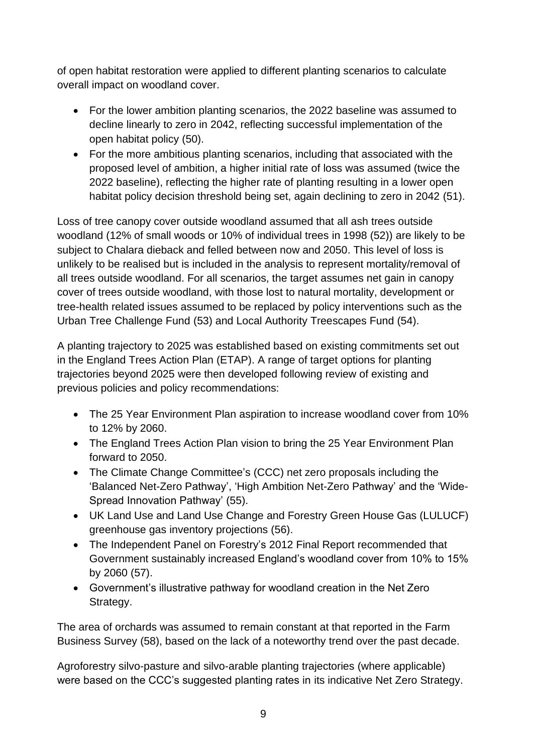of open habitat restoration were applied to different planting scenarios to calculate overall impact on woodland cover.

- For the lower ambition planting scenarios, the 2022 baseline was assumed to decline linearly to zero in 2042, reflecting successful implementation of the open habitat policy (50).
- For the more ambitious planting scenarios, including that associated with the proposed level of ambition, a higher initial rate of loss was assumed (twice the 2022 baseline), reflecting the higher rate of planting resulting in a lower open habitat policy decision threshold being set, again declining to zero in 2042 (51).

Loss of tree canopy cover outside woodland assumed that all ash trees outside woodland (12% of small woods or 10% of individual trees in 1998 (52)) are likely to be subject to Chalara dieback and felled between now and 2050. This level of loss is unlikely to be realised but is included in the analysis to represent mortality/removal of all trees outside woodland. For all scenarios, the target assumes net gain in canopy cover of trees outside woodland, with those lost to natural mortality, development or tree-health related issues assumed to be replaced by policy interventions such as the Urban Tree Challenge Fund (53) and Local Authority Treescapes Fund (54).

A planting trajectory to 2025 was established based on existing commitments set out in the England Trees Action Plan (ETAP). A range of target options for planting trajectories beyond 2025 were then developed following review of existing and previous policies and policy recommendations:

- The 25 Year Environment Plan aspiration to increase woodland cover from 10% to 12% by 2060.
- The England Trees Action Plan vision to bring the 25 Year Environment Plan forward to 2050.
- The Climate Change Committee's (CCC) net zero proposals including the 'Balanced Net-Zero Pathway', 'High Ambition Net-Zero Pathway' and the 'Wide-Spread Innovation Pathway' (55).
- UK Land Use and Land Use Change and Forestry Green House Gas (LULUCF) greenhouse gas inventory projections (56).
- The Independent Panel on Forestry's 2012 Final Report recommended that Government sustainably increased England's woodland cover from 10% to 15% by 2060 (57).
- Government's illustrative pathway for woodland creation in the Net Zero Strategy.

The area of orchards was assumed to remain constant at that reported in the Farm Business Survey (58), based on the lack of a noteworthy trend over the past decade.

Agroforestry silvo-pasture and silvo-arable planting trajectories (where applicable) were based on the CCC's suggested planting rates in its indicative Net Zero Strategy.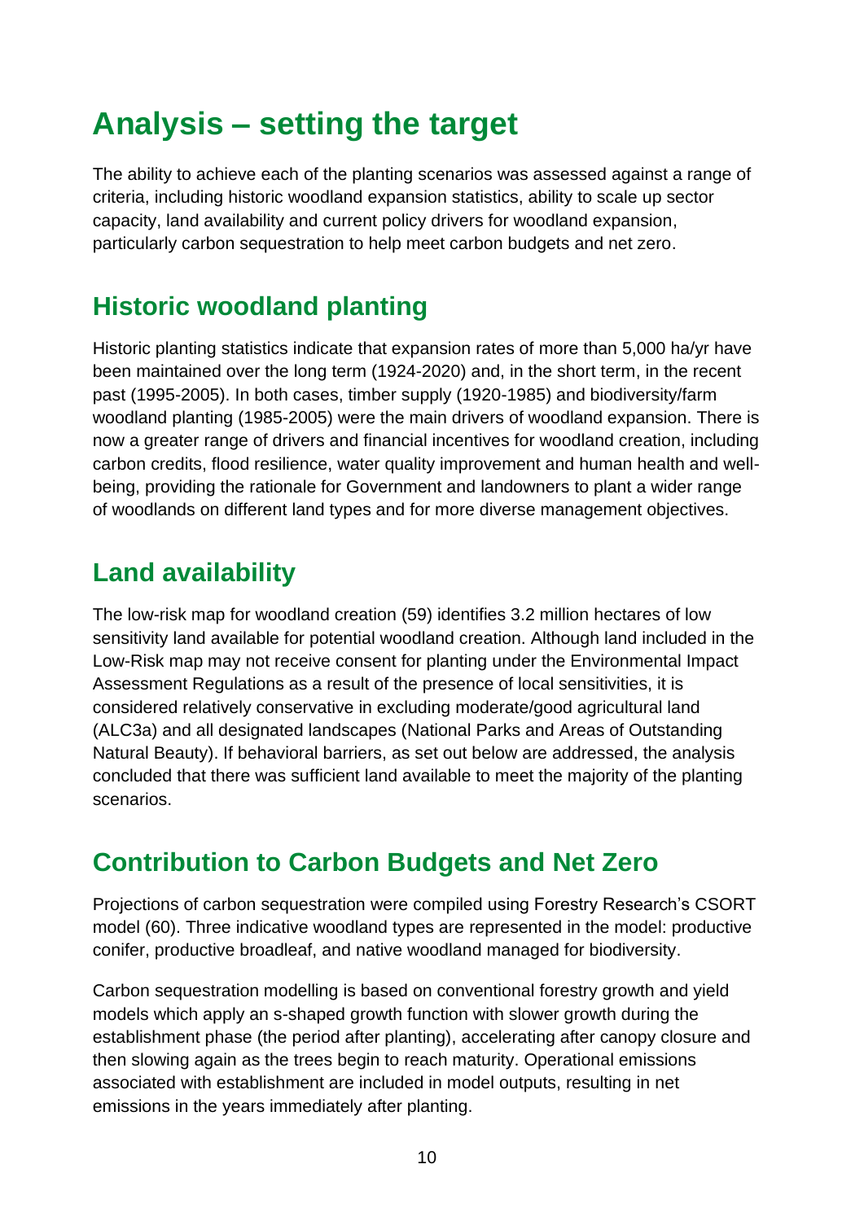# Analysis – setting the target

The ability to achieve each of the planting scenarios was assessed against a range of criteria, including historic woodland expansion statistics, ability to scale up sector capacity, land availability and current policy drivers for woodland expansion, particularly carbon sequestration to help meet carbon budgets and net zero.

## Historic woodland planting

Historic planting statistics indicate that expansion rates of more than 5,000 ha/yr have been maintained over the long term (1924-2020) and, in the short term, in the recent past (1995-2005). In both cases, timber supply (1920-1985) and biodiversity/farm woodland planting (1985-2005) were the main drivers of woodland expansion. There is now a greater range of drivers and financial incentives for woodland creation, including carbon credits, flood resilience, water quality improvement and human health and well-being, providing the rationale for Government and landowners to plant a wider range of woodlands on different land types and for more diverse management objectives.

## Land availability

The low-risk map for woodland creation (59) identifies 3.2 million hectares of low sensitivity land available for potential woodland creation. Although land included in the Low-Risk map may not receive consent for planting under the Environmental Impact Assessment Regulations as a result of the presence of local sensitivities, it is considered relatively conservative in excluding moderate/good agricultural land (ALC3a) and all designated landscapes (National Parks and Areas of Outstanding Natural Beauty). If behavioral barriers, as set out below are addressed, the analysis concluded that there was sufficient land available to meet the majority of the planting scenarios.

## Contribution to Carbon Budgets and Net Zero

Projections of carbon sequestration were compiled using Forestry Research's CSORT model (60). Three indicative woodland types are represented in the model: productive conifer, productive broadleaf, and native woodland managed for biodiversity.

Carbon sequestration modelling is based on conventional forestry growth and yield models which apply an s-shaped growth function with slower growth during the establishment phase (the period after planting), accelerating after canopy closure and then slowing again as the trees begin to reach maturity. Operational emissions associated with establishment are included in model outputs, resulting in net emissions in the years immediately after planting.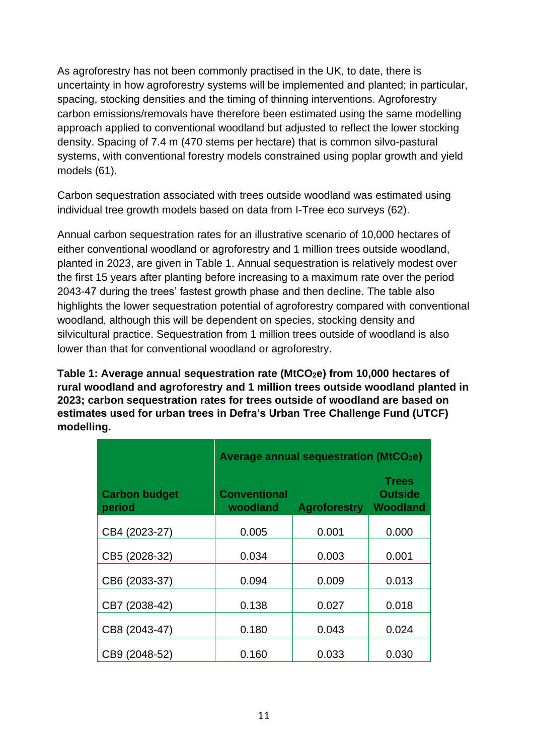As agroforestry has not been commonly practised in the UK, to date, there is uncertainty in how agroforestry systems will be implemented and planted; in particular, spacing, stocking densities and the timing of thinning interventions. Agroforestry carbon emissions/removals have therefore been estimated using the same modelling approach applied to conventional woodland but adjusted to reflect the lower stocking density. Spacing of 7.4 m (470 stems per hectare) that is common silvo-pastural systems, with conventional forestry models constrained using poplar growth and yield models (61).

Carbon sequestration associated with trees outside woodland was estimated using individual tree growth models based on data from I-Tree eco surveys (62).

Annual carbon sequestration rates for an illustrative scenario of 10,000 hectares of either conventional woodland or agroforestry and 1 million trees outside woodland, planted in 2023, are given in Table 1. Annual sequestration is relatively modest over the first 15 years after planting before increasing to a maximum rate over the period 2043-47 during the trees' fastest growth phase and then decline. The table also highlights the lower sequestration potential of agroforestry compared with conventional woodland, although this will be dependent on species, stocking density and silvicultural practice. Sequestration from 1 million trees outside of woodland is also lower than that for conventional woodland or agroforestry.

**Table 1: Average annual sequestration rate ($MtCO_2e$) from 10,000 hectares of rural woodland and agroforestry and 1 million trees outside woodland planted in 2023; carbon sequestration rates for trees outside of woodland are based on estimates used for urban trees in Defra's Urban Tree Challenge Fund (UTCF) modelling.**

| | Average annual sequestration ($MtCO_2e$) | | |
|---|---|---|---|
| **Carbon budget period** | **Conventional woodland** | **Agroforestry** | **Trees Outside Woodland** |
| CB4 (2023-27) | 0.005 | 0.001 | 0.000 |
| CB5 (2028-32) | 0.034 | 0.003 | 0.001 |
| CB6 (2033-37) | 0.094 | 0.009 | 0.013 |
| CB7 (2038-42) | 0.138 | 0.027 | 0.018 |
| CB8 (2043-47) | 0.180 | 0.043 | 0.024 |
| CB9 (2048-52) | 0.160 | 0.033 | 0.030 |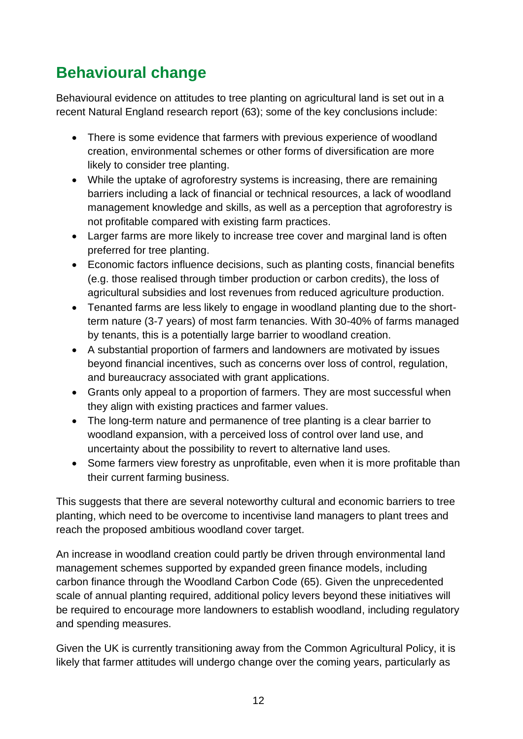## Behavioural change

Behavioural evidence on attitudes to tree planting on agricultural land is set out in a recent Natural England research report (63); some of the key conclusions include:

- There is some evidence that farmers with previous experience of woodland creation, environmental schemes or other forms of diversification are more likely to consider tree planting.
- While the uptake of agroforestry systems is increasing, there are remaining barriers including a lack of financial or technical resources, a lack of woodland management knowledge and skills, as well as a perception that agroforestry is not profitable compared with existing farm practices.
- Larger farms are more likely to increase tree cover and marginal land is often preferred for tree planting.
- Economic factors influence decisions, such as planting costs, financial benefits (e.g. those realised through timber production or carbon credits), the loss of agricultural subsidies and lost revenues from reduced agriculture production.
- Tenanted farms are less likely to engage in woodland planting due to the short-term nature (3-7 years) of most farm tenancies. With 30-40% of farms managed by tenants, this is a potentially large barrier to woodland creation.
- A substantial proportion of farmers and landowners are motivated by issues beyond financial incentives, such as concerns over loss of control, regulation, and bureaucracy associated with grant applications.
- Grants only appeal to a proportion of farmers. They are most successful when they align with existing practices and farmer values.
- The long-term nature and permanence of tree planting is a clear barrier to woodland expansion, with a perceived loss of control over land use, and uncertainty about the possibility to revert to alternative land uses.
- Some farmers view forestry as unprofitable, even when it is more profitable than their current farming business.

This suggests that there are several noteworthy cultural and economic barriers to tree planting, which need to be overcome to incentivise land managers to plant trees and reach the proposed ambitious woodland cover target.

An increase in woodland creation could partly be driven through environmental land management schemes supported by expanded green finance models, including carbon finance through the Woodland Carbon Code (65). Given the unprecedented scale of annual planting required, additional policy levers beyond these initiatives will be required to encourage more landowners to establish woodland, including regulatory and spending measures.

Given the UK is currently transitioning away from the Common Agricultural Policy, it is likely that farmer attitudes will undergo change over the coming years, particularly as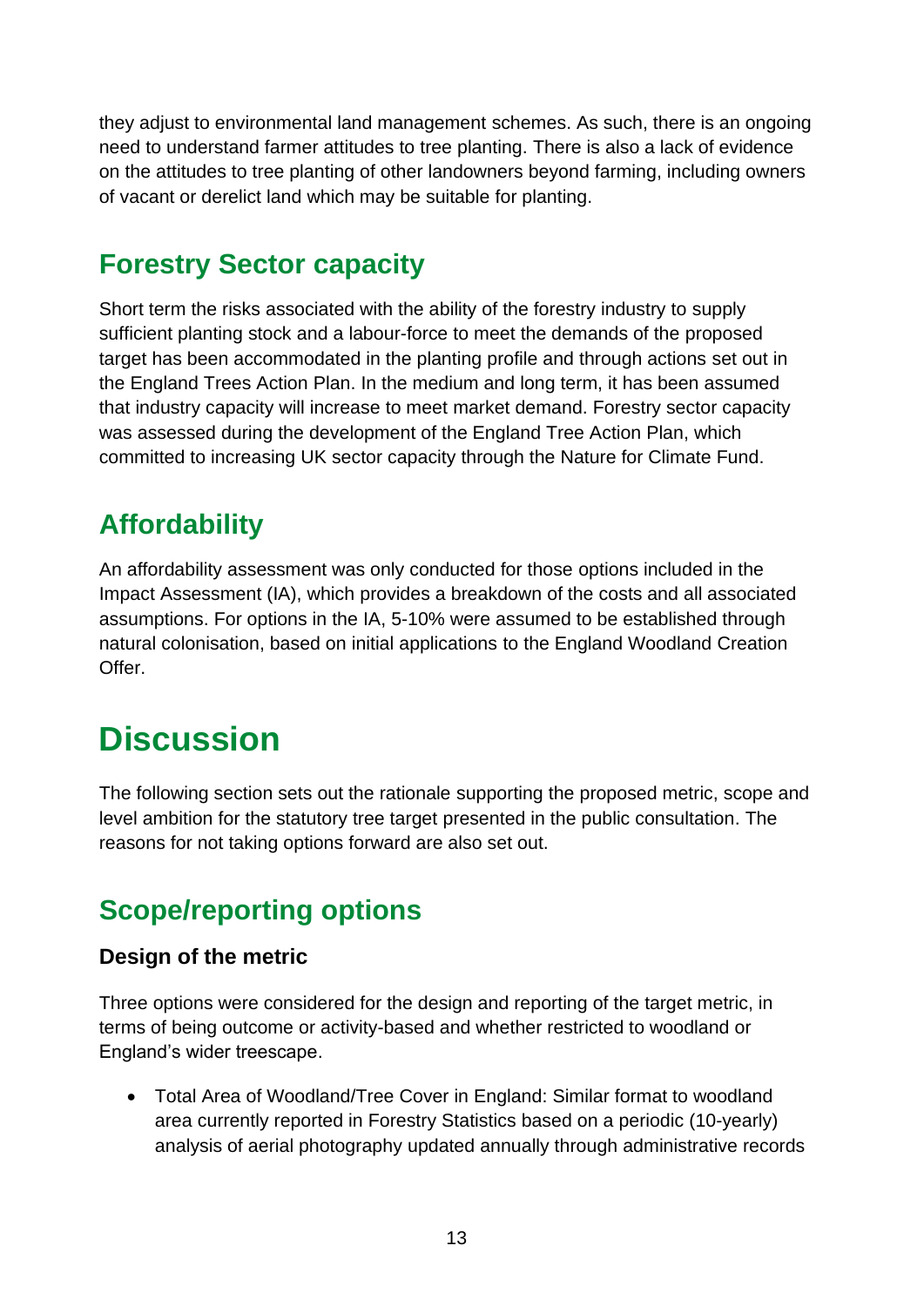they adjust to environmental land management schemes. As such, there is an ongoing need to understand farmer attitudes to tree planting. There is also a lack of evidence on the attitudes to tree planting of other landowners beyond farming, including owners of vacant or derelict land which may be suitable for planting.

## Forestry Sector capacity

Short term the risks associated with the ability of the forestry industry to supply sufficient planting stock and a labour-force to meet the demands of the proposed target has been accommodated in the planting profile and through actions set out in the England Trees Action Plan. In the medium and long term, it has been assumed that industry capacity will increase to meet market demand. Forestry sector capacity was assessed during the development of the England Tree Action Plan, which committed to increasing UK sector capacity through the Nature for Climate Fund.

## Affordability

An affordability assessment was only conducted for those options included in the Impact Assessment (IA), which provides a breakdown of the costs and all associated assumptions. For options in the IA, 5-10% were assumed to be established through natural colonisation, based on initial applications to the England Woodland Creation Offer.

# Discussion

The following section sets out the rationale supporting the proposed metric, scope and level ambition for the statutory tree target presented in the public consultation. The reasons for not taking options forward are also set out.

## Scope/reporting options

### Design of the metric

Three options were considered for the design and reporting of the target metric, in terms of being outcome or activity-based and whether restricted to woodland or England's wider treescape.

- Total Area of Woodland/Tree Cover in England: Similar format to woodland area currently reported in Forestry Statistics based on a periodic (10-yearly) analysis of aerial photography updated annually through administrative records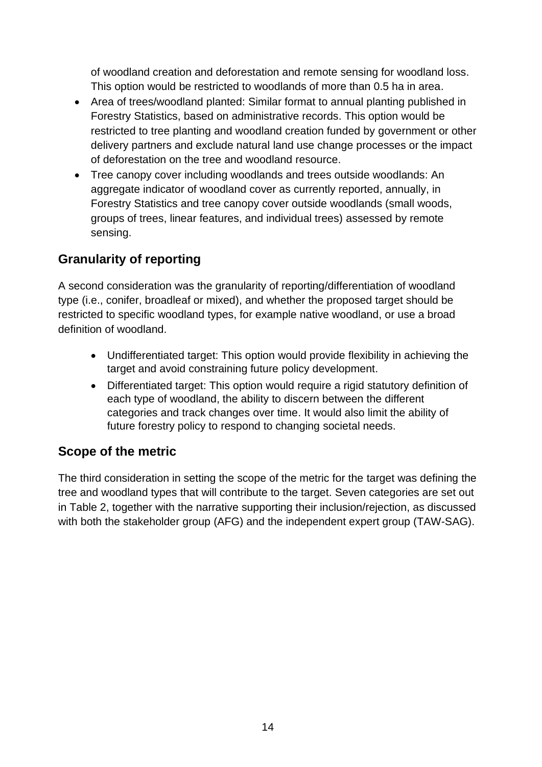of woodland creation and deforestation and remote sensing for woodland loss. This option would be restricted to woodlands of more than 0.5 ha in area.

- Area of trees/woodland planted: Similar format to annual planting published in Forestry Statistics, based on administrative records. This option would be restricted to tree planting and woodland creation funded by government or other delivery partners and exclude natural land use change processes or the impact of deforestation on the tree and woodland resource.
- Tree canopy cover including woodlands and trees outside woodlands: An aggregate indicator of woodland cover as currently reported, annually, in Forestry Statistics and tree canopy cover outside woodlands (small woods, groups of trees, linear features, and individual trees) assessed by remote sensing.

## Granularity of reporting

A second consideration was the granularity of reporting/differentiation of woodland type (i.e., conifer, broadleaf or mixed), and whether the proposed target should be restricted to specific woodland types, for example native woodland, or use a broad definition of woodland.

- Undifferentiated target: This option would provide flexibility in achieving the target and avoid constraining future policy development.
- Differentiated target: This option would require a rigid statutory definition of each type of woodland, the ability to discern between the different categories and track changes over time. It would also limit the ability of future forestry policy to respond to changing societal needs.

## Scope of the metric

The third consideration in setting the scope of the metric for the target was defining the tree and woodland types that will contribute to the target. Seven categories are set out in Table 2, together with the narrative supporting their inclusion/rejection, as discussed with both the stakeholder group (AFG) and the independent expert group (TAW-SAG).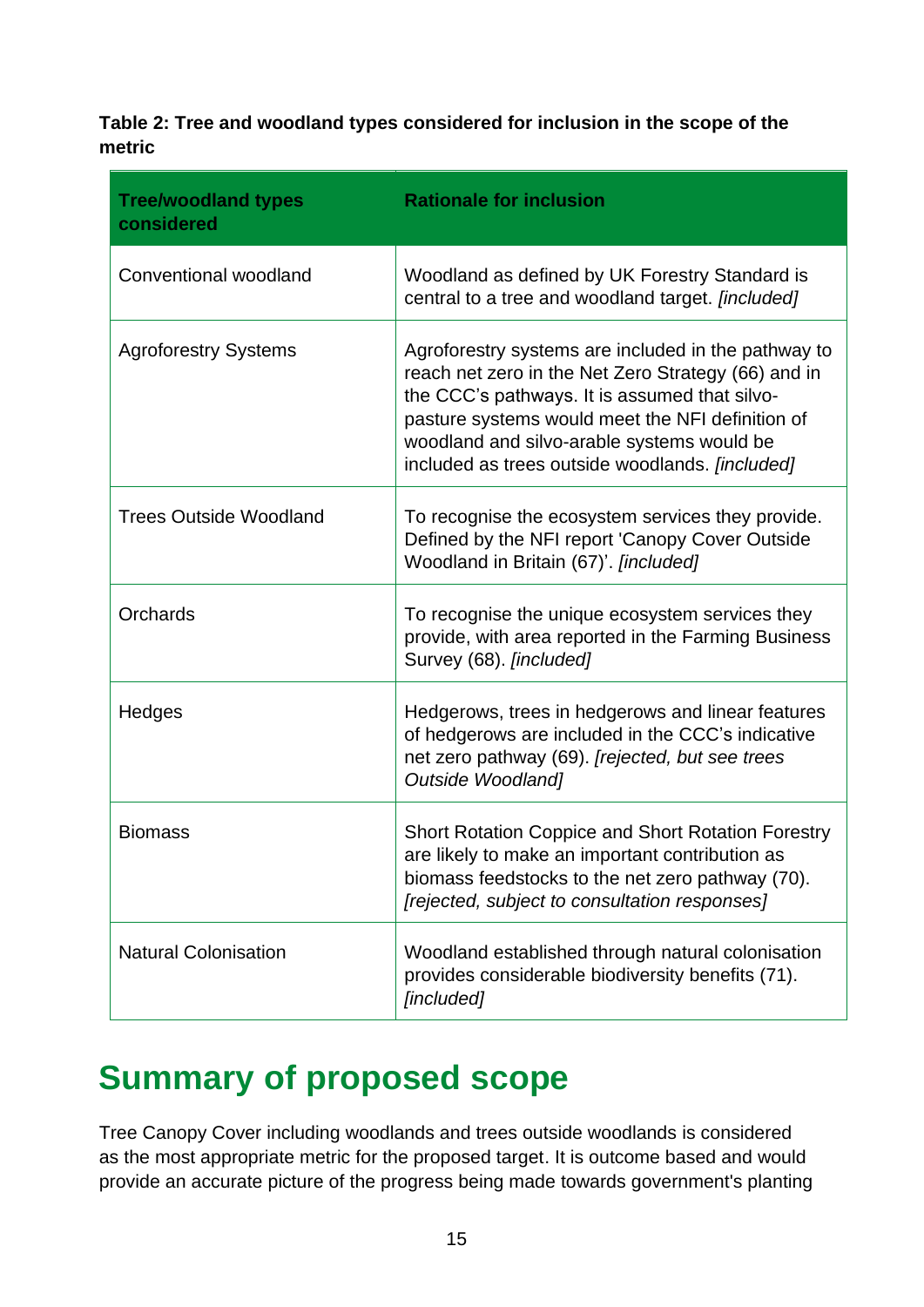**Table 2: Tree and woodland types considered for inclusion in the scope of the metric**

| Tree/woodland types considered | Rationale for inclusion |
|---|---|
| Conventional woodland | Woodland as defined by UK Forestry Standard is central to a tree and woodland target. *[included]* |
| Agroforestry Systems | Agroforestry systems are included in the pathway to reach net zero in the Net Zero Strategy (66) and in the CCC's pathways. It is assumed that silvo-pasture systems would meet the NFI definition of woodland and silvo-arable systems would be included as trees outside woodlands. *[included]* |
| Trees Outside Woodland | To recognise the ecosystem services they provide. Defined by the NFI report 'Canopy Cover Outside Woodland in Britain (67)'. *[included]* |
| Orchards | To recognise the unique ecosystem services they provide, with area reported in the Farming Business Survey (68). *[included]* |
| Hedges | Hedgerows, trees in hedgerows and linear features of hedgerows are included in the CCC's indicative net zero pathway (69). *[rejected, but see trees Outside Woodland]* |
| Biomass | Short Rotation Coppice and Short Rotation Forestry are likely to make an important contribution as biomass feedstocks to the net zero pathway (70). *[rejected, subject to consultation responses]* |
| Natural Colonisation | Woodland established through natural colonisation provides considerable biodiversity benefits (71). *[included]* |

## Summary of proposed scope

Tree Canopy Cover including woodlands and trees outside woodlands is considered as the most appropriate metric for the proposed target. It is outcome based and would provide an accurate picture of the progress being made towards government's planting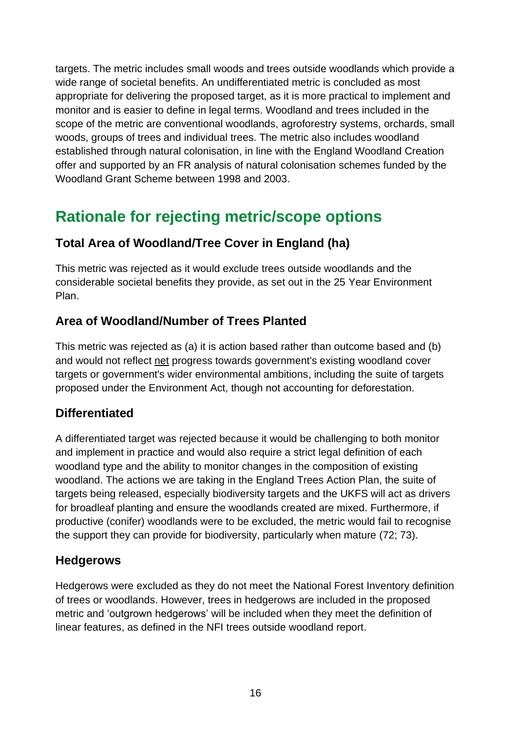targets. The metric includes small woods and trees outside woodlands which provide a wide range of societal benefits. An undifferentiated metric is concluded as most appropriate for delivering the proposed target, as it is more practical to implement and monitor and is easier to define in legal terms. Woodland and trees included in the scope of the metric are conventional woodlands, agroforestry systems, orchards, small woods, groups of trees and individual trees. The metric also includes woodland established through natural colonisation, in line with the England Woodland Creation offer and supported by an FR analysis of natural colonisation schemes funded by the Woodland Grant Scheme between 1998 and 2003.

## Rationale for rejecting metric/scope options

### Total Area of Woodland/Tree Cover in England (ha)

This metric was rejected as it would exclude trees outside woodlands and the considerable societal benefits they provide, as set out in the 25 Year Environment Plan.

### Area of Woodland/Number of Trees Planted

This metric was rejected as (a) it is action based rather than outcome based and (b) and would not reflect net progress towards government's existing woodland cover targets or government's wider environmental ambitions, including the suite of targets proposed under the Environment Act, though not accounting for deforestation.

### Differentiated

A differentiated target was rejected because it would be challenging to both monitor and implement in practice and would also require a strict legal definition of each woodland type and the ability to monitor changes in the composition of existing woodland. The actions we are taking in the England Trees Action Plan, the suite of targets being released, especially biodiversity targets and the UKFS will act as drivers for broadleaf planting and ensure the woodlands created are mixed. Furthermore, if productive (conifer) woodlands were to be excluded, the metric would fail to recognise the support they can provide for biodiversity, particularly when mature (72; 73).

### Hedgerows

Hedgerows were excluded as they do not meet the National Forest Inventory definition of trees or woodlands. However, trees in hedgerows are included in the proposed metric and 'outgrown hedgerows' will be included when they meet the definition of linear features, as defined in the NFI trees outside woodland report.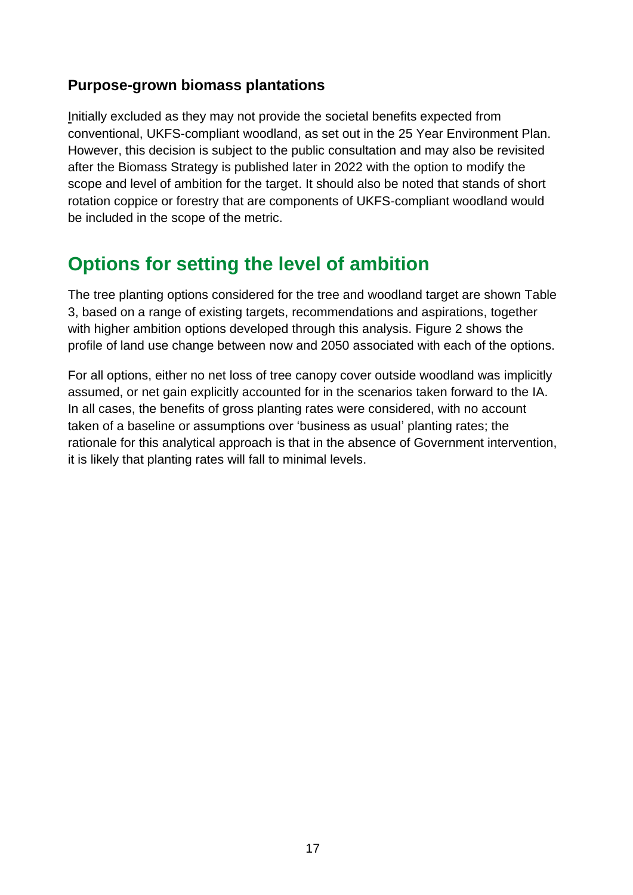### Purpose-grown biomass plantations

Initially excluded as they may not provide the societal benefits expected from conventional, UKFS-compliant woodland, as set out in the 25 Year Environment Plan. However, this decision is subject to the public consultation and may also be revisited after the Biomass Strategy is published later in 2022 with the option to modify the scope and level of ambition for the target. It should also be noted that stands of short rotation coppice or forestry that are components of UKFS-compliant woodland would be included in the scope of the metric.

## Options for setting the level of ambition

The tree planting options considered for the tree and woodland target are shown Table 3, based on a range of existing targets, recommendations and aspirations, together with higher ambition options developed through this analysis. Figure 2 shows the profile of land use change between now and 2050 associated with each of the options.

For all options, either no net loss of tree canopy cover outside woodland was implicitly assumed, or net gain explicitly accounted for in the scenarios taken forward to the IA. In all cases, the benefits of gross planting rates were considered, with no account taken of a baseline or assumptions over 'business as usual' planting rates; the rationale for this analytical approach is that in the absence of Government intervention, it is likely that planting rates will fall to minimal levels.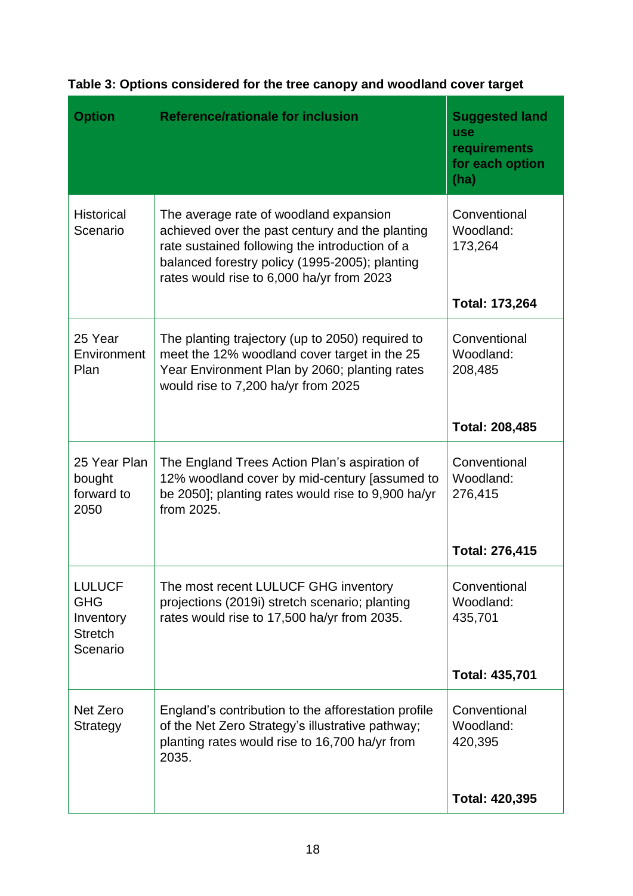**Table 3: Options considered for the tree canopy and woodland cover target**

| Option | Reference/rationale for inclusion | Suggested land use requirements for each option (ha) |
|---|---|---|
| Historical Scenario | The average rate of woodland expansion achieved over the past century and the planting rate sustained following the introduction of a balanced forestry policy (1995-2005); planting rates would rise to 6,000 ha/yr from 2023 | Conventional Woodland: 173,264<br><br>**Total: 173,264** |
| 25 Year Environment Plan | The planting trajectory (up to 2050) required to meet the 12% woodland cover target in the 25 Year Environment Plan by 2060; planting rates would rise to 7,200 ha/yr from 2025 | Conventional Woodland: 208,485<br><br>**Total: 208,485** |
| 25 Year Plan bought forward to 2050 | The England Trees Action Plan's aspiration of 12% woodland cover by mid-century [assumed to be 2050]; planting rates would rise to 9,900 ha/yr from 2025. | Conventional Woodland: 276,415<br><br>**Total: 276,415** |
| LULUCF GHG Inventory Stretch Scenario | The most recent LULUCF GHG inventory projections (2019i) stretch scenario; planting rates would rise to 17,500 ha/yr from 2035. | Conventional Woodland: 435,701<br><br>**Total: 435,701** |
| Net Zero Strategy | England's contribution to the afforestation profile of the Net Zero Strategy's illustrative pathway; planting rates would rise to 16,700 ha/yr from 2035. | Conventional Woodland: 420,395<br><br>**Total: 420,395** |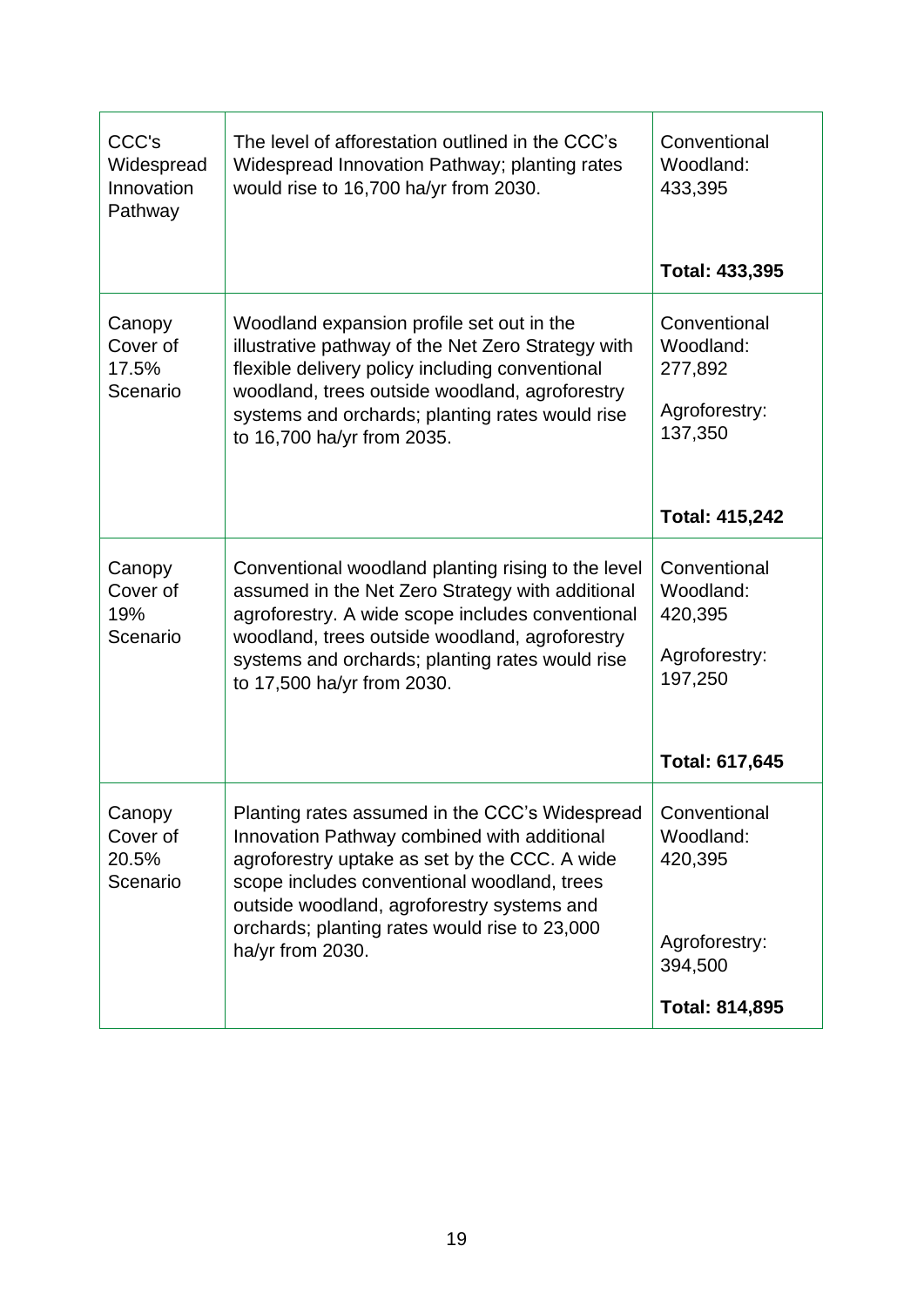| | | |
|---|---|---|
| CCC's Widespread Innovation Pathway | The level of afforestation outlined in the CCC's Widespread Innovation Pathway; planting rates would rise to 16,700 ha/yr from 2030. | Conventional Woodland: 433,395<br><br>**Total: 433,395** |
| Canopy Cover of 17.5% Scenario | Woodland expansion profile set out in the illustrative pathway of the Net Zero Strategy with flexible delivery policy including conventional woodland, trees outside woodland, agroforestry systems and orchards; planting rates would rise to 16,700 ha/yr from 2035. | Conventional Woodland: 277,892<br><br>Agroforestry: 137,350<br><br>**Total: 415,242** |
| Canopy Cover of 19% Scenario | Conventional woodland planting rising to the level assumed in the Net Zero Strategy with additional agroforestry. A wide scope includes conventional woodland, trees outside woodland, agroforestry systems and orchards; planting rates would rise to 17,500 ha/yr from 2030. | Conventional Woodland: 420,395<br><br>Agroforestry: 197,250<br><br>**Total: 617,645** |
| Canopy Cover of 20.5% Scenario | Planting rates assumed in the CCC's Widespread Innovation Pathway combined with additional agroforestry uptake as set by the CCC. A wide scope includes conventional woodland, trees outside woodland, agroforestry systems and orchards; planting rates would rise to 23,000 ha/yr from 2030. | Conventional Woodland: 420,395<br><br>Agroforestry: 394,500<br><br>**Total: 814,895** |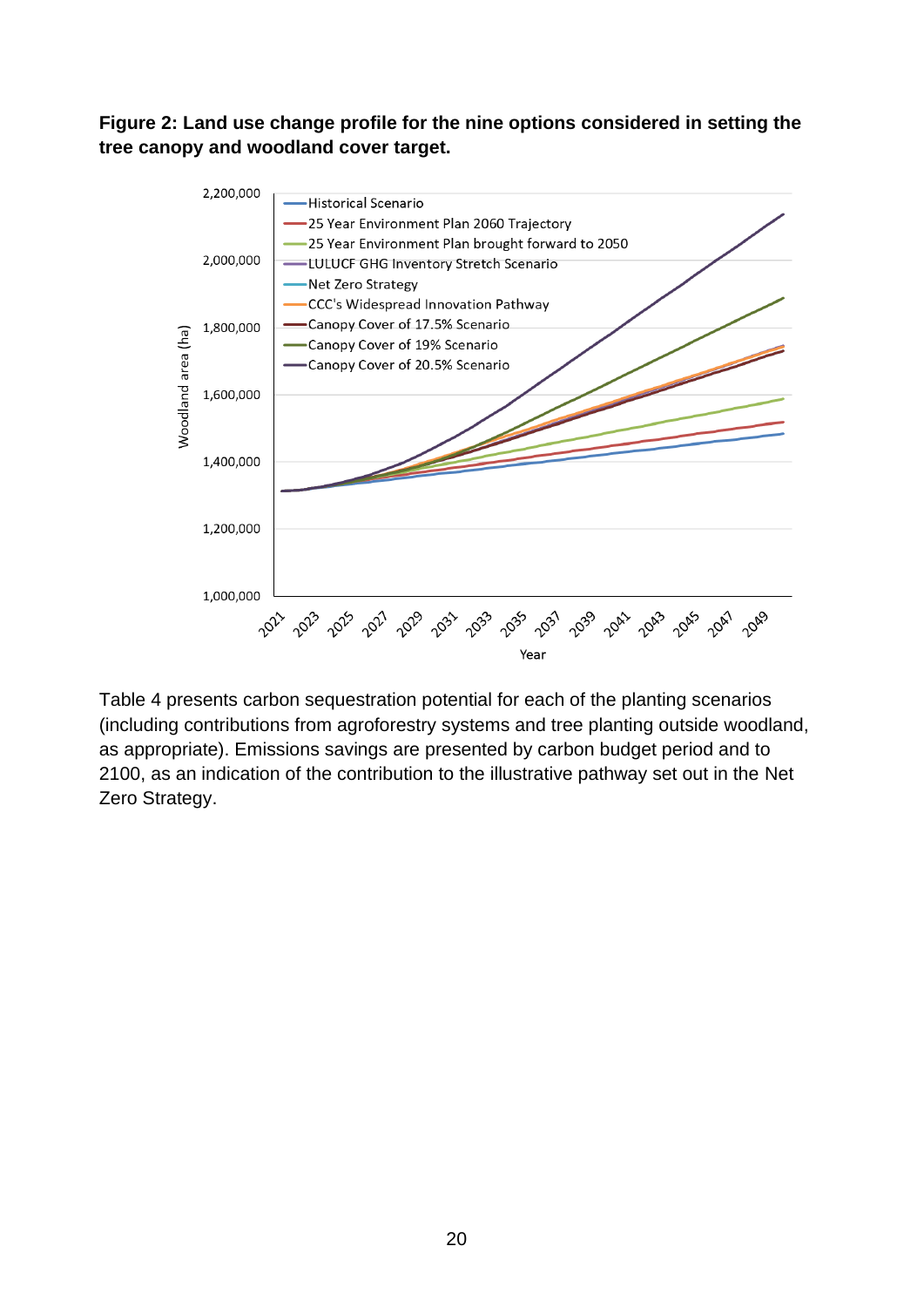**Figure 2: Land use change profile for the nine options considered in setting the tree canopy and woodland cover target.**

Table 4 presents carbon sequestration potential for each of the planting scenarios (including contributions from agroforestry systems and tree planting outside woodland, as appropriate). Emissions savings are presented by carbon budget period and to 2100, as an indication of the contribution to the illustrative pathway set out in the Net Zero Strategy.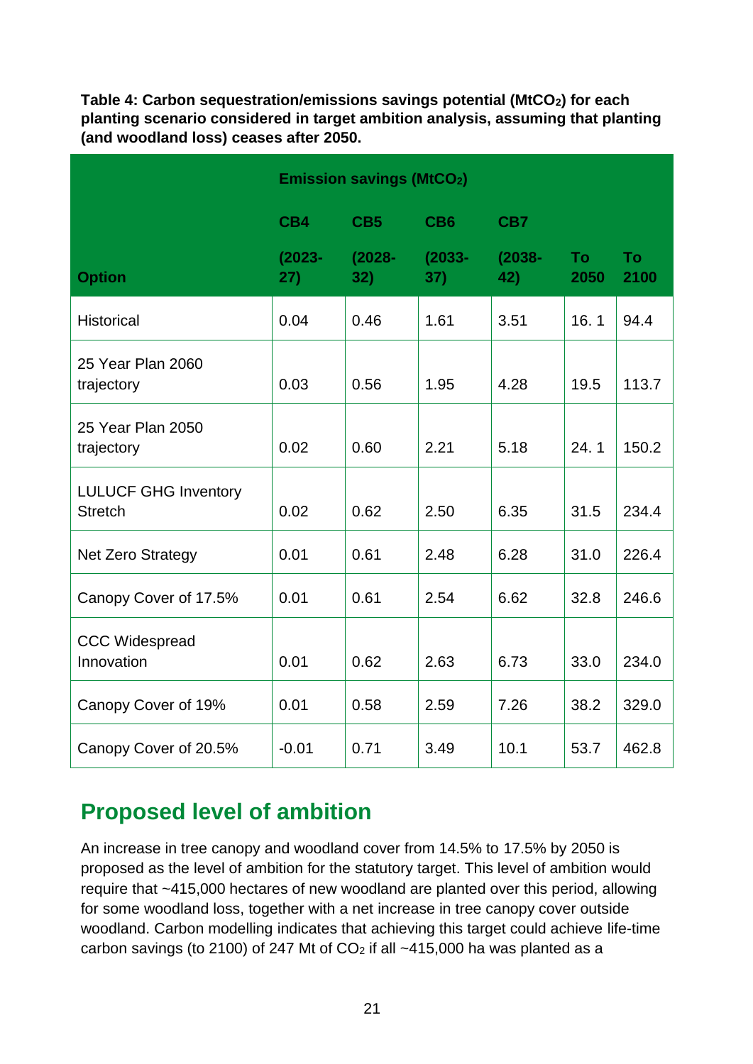**Table 4: Carbon sequestration/emissions savings potential (MtCO$_2$) for each planting scenario considered in target ambition analysis, assuming that planting (and woodland loss) ceases after 2050.**

| Option | Emission savings (MtCO$_2$) | | | | | |
|---|---|---|---|---|---|---|
| | CB4 (2023-27) | CB5 (2028-32) | CB6 (2033-37) | CB7 (2038-42) | To 2050 | To 2100 |
| Historical | 0.04 | 0.46 | 1.61 | 3.51 | 16. 1 | 94.4 |
| 25 Year Plan 2060 trajectory | 0.03 | 0.56 | 1.95 | 4.28 | 19.5 | 113.7 |
| 25 Year Plan 2050 trajectory | 0.02 | 0.60 | 2.21 | 5.18 | 24. 1 | 150.2 |
| LULUCF GHG Inventory Stretch | 0.02 | 0.62 | 2.50 | 6.35 | 31.5 | 234.4 |
| Net Zero Strategy | 0.01 | 0.61 | 2.48 | 6.28 | 31.0 | 226.4 |
| Canopy Cover of 17.5% | 0.01 | 0.61 | 2.54 | 6.62 | 32.8 | 246.6 |
| CCC Widespread Innovation | 0.01 | 0.62 | 2.63 | 6.73 | 33.0 | 234.0 |
| Canopy Cover of 19% | 0.01 | 0.58 | 2.59 | 7.26 | 38.2 | 329.0 |
| Canopy Cover of 20.5% | -0.01 | 0.71 | 3.49 | 10.1 | 53.7 | 462.8 |

## Proposed level of ambition

An increase in tree canopy and woodland cover from 14.5% to 17.5% by 2050 is proposed as the level of ambition for the statutory target. This level of ambition would require that ~415,000 hectares of new woodland are planted over this period, allowing for some woodland loss, together with a net increase in tree canopy cover outside woodland. Carbon modelling indicates that achieving this target could achieve life-time carbon savings (to 2100) of 247 Mt of $CO_2$ if all ~415,000 ha was planted as a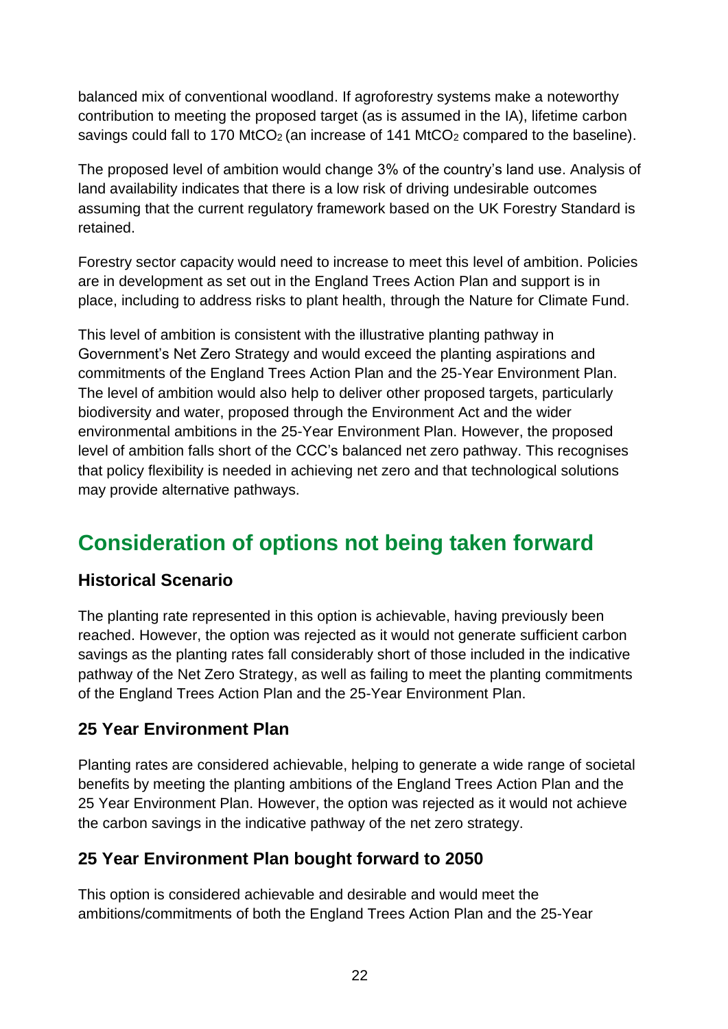balanced mix of conventional woodland. If agroforestry systems make a noteworthy contribution to meeting the proposed target (as is assumed in the IA), lifetime carbon savings could fall to 170 $MtCO_2$ (an increase of 141 $MtCO_2$ compared to the baseline).

The proposed level of ambition would change 3% of the country's land use. Analysis of land availability indicates that there is a low risk of driving undesirable outcomes assuming that the current regulatory framework based on the UK Forestry Standard is retained.

Forestry sector capacity would need to increase to meet this level of ambition. Policies are in development as set out in the England Trees Action Plan and support is in place, including to address risks to plant health, through the Nature for Climate Fund.

This level of ambition is consistent with the illustrative planting pathway in Government's Net Zero Strategy and would exceed the planting aspirations and commitments of the England Trees Action Plan and the 25-Year Environment Plan. The level of ambition would also help to deliver other proposed targets, particularly biodiversity and water, proposed through the Environment Act and the wider environmental ambitions in the 25-Year Environment Plan. However, the proposed level of ambition falls short of the CCC's balanced net zero pathway. This recognises that policy flexibility is needed in achieving net zero and that technological solutions may provide alternative pathways.

## Consideration of options not being taken forward

### Historical Scenario

The planting rate represented in this option is achievable, having previously been reached. However, the option was rejected as it would not generate sufficient carbon savings as the planting rates fall considerably short of those included in the indicative pathway of the Net Zero Strategy, as well as failing to meet the planting commitments of the England Trees Action Plan and the 25-Year Environment Plan.

### 25 Year Environment Plan

Planting rates are considered achievable, helping to generate a wide range of societal benefits by meeting the planting ambitions of the England Trees Action Plan and the 25 Year Environment Plan. However, the option was rejected as it would not achieve the carbon savings in the indicative pathway of the net zero strategy.

### 25 Year Environment Plan bought forward to 2050

This option is considered achievable and desirable and would meet the ambitions/commitments of both the England Trees Action Plan and the 25-Year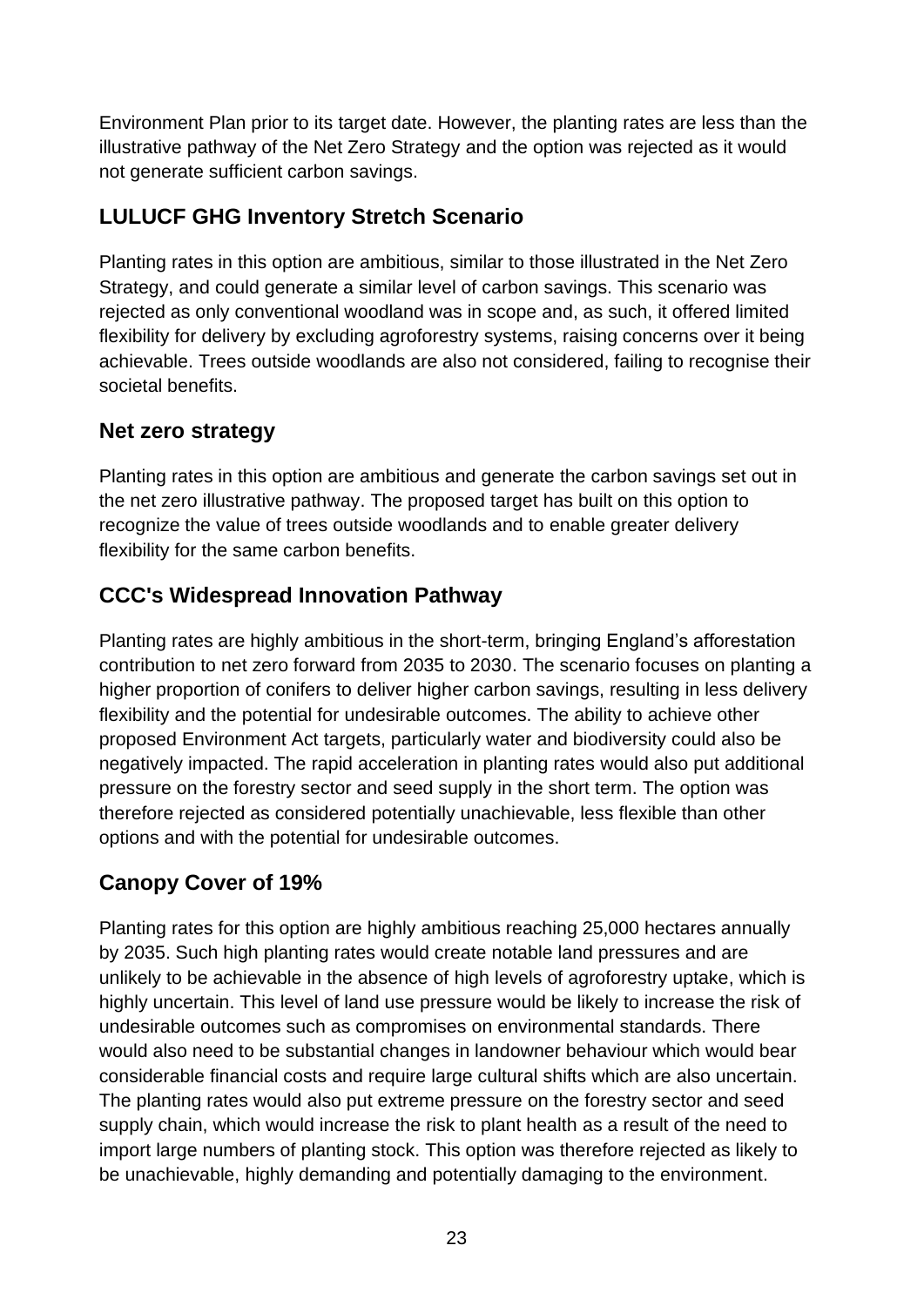Environment Plan prior to its target date. However, the planting rates are less than the illustrative pathway of the Net Zero Strategy and the option was rejected as it would not generate sufficient carbon savings.

## LULUCF GHG Inventory Stretch Scenario

Planting rates in this option are ambitious, similar to those illustrated in the Net Zero Strategy, and could generate a similar level of carbon savings. This scenario was rejected as only conventional woodland was in scope and, as such, it offered limited flexibility for delivery by excluding agroforestry systems, raising concerns over it being achievable. Trees outside woodlands are also not considered, failing to recognise their societal benefits.

## Net zero strategy

Planting rates in this option are ambitious and generate the carbon savings set out in the net zero illustrative pathway. The proposed target has built on this option to recognize the value of trees outside woodlands and to enable greater delivery flexibility for the same carbon benefits.

## CCC's Widespread Innovation Pathway

Planting rates are highly ambitious in the short-term, bringing England's afforestation contribution to net zero forward from 2035 to 2030. The scenario focuses on planting a higher proportion of conifers to deliver higher carbon savings, resulting in less delivery flexibility and the potential for undesirable outcomes. The ability to achieve other proposed Environment Act targets, particularly water and biodiversity could also be negatively impacted. The rapid acceleration in planting rates would also put additional pressure on the forestry sector and seed supply in the short term. The option was therefore rejected as considered potentially unachievable, less flexible than other options and with the potential for undesirable outcomes.

## Canopy Cover of 19%

Planting rates for this option are highly ambitious reaching 25,000 hectares annually by 2035. Such high planting rates would create notable land pressures and are unlikely to be achievable in the absence of high levels of agroforestry uptake, which is highly uncertain. This level of land use pressure would be likely to increase the risk of undesirable outcomes such as compromises on environmental standards. There would also need to be substantial changes in landowner behaviour which would bear considerable financial costs and require large cultural shifts which are also uncertain. The planting rates would also put extreme pressure on the forestry sector and seed supply chain, which would increase the risk to plant health as a result of the need to import large numbers of planting stock. This option was therefore rejected as likely to be unachievable, highly demanding and potentially damaging to the environment.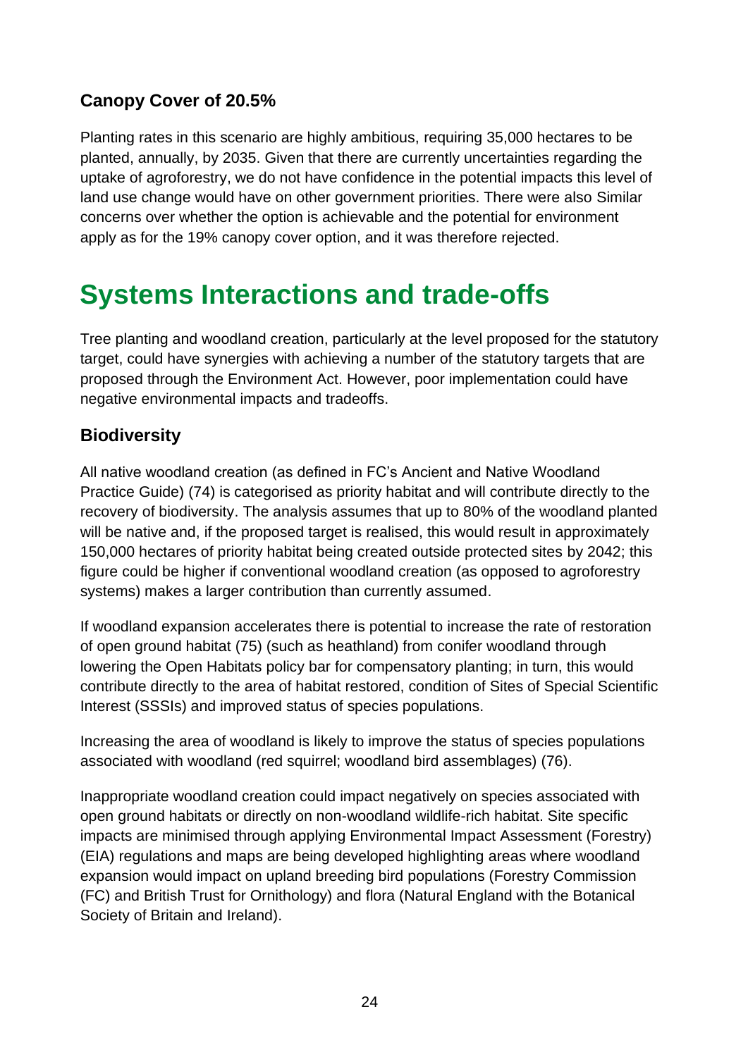### Canopy Cover of 20.5%

Planting rates in this scenario are highly ambitious, requiring 35,000 hectares to be planted, annually, by 2035. Given that there are currently uncertainties regarding the uptake of agroforestry, we do not have confidence in the potential impacts this level of land use change would have on other government priorities. There were also Similar concerns over whether the option is achievable and the potential for environment apply as for the 19% canopy cover option, and it was therefore rejected.

# Systems Interactions and trade-offs

Tree planting and woodland creation, particularly at the level proposed for the statutory target, could have synergies with achieving a number of the statutory targets that are proposed through the Environment Act. However, poor implementation could have negative environmental impacts and tradeoffs.

### Biodiversity

All native woodland creation (as defined in FC's Ancient and Native Woodland Practice Guide) (74) is categorised as priority habitat and will contribute directly to the recovery of biodiversity. The analysis assumes that up to 80% of the woodland planted will be native and, if the proposed target is realised, this would result in approximately 150,000 hectares of priority habitat being created outside protected sites by 2042; this figure could be higher if conventional woodland creation (as opposed to agroforestry systems) makes a larger contribution than currently assumed.

If woodland expansion accelerates there is potential to increase the rate of restoration of open ground habitat (75) (such as heathland) from conifer woodland through lowering the Open Habitats policy bar for compensatory planting; in turn, this would contribute directly to the area of habitat restored, condition of Sites of Special Scientific Interest (SSSIs) and improved status of species populations.

Increasing the area of woodland is likely to improve the status of species populations associated with woodland (red squirrel; woodland bird assemblages) (76).

Inappropriate woodland creation could impact negatively on species associated with open ground habitats or directly on non-woodland wildlife-rich habitat. Site specific impacts are minimised through applying Environmental Impact Assessment (Forestry) (EIA) regulations and maps are being developed highlighting areas where woodland expansion would impact on upland breeding bird populations (Forestry Commission (FC) and British Trust for Ornithology) and flora (Natural England with the Botanical Society of Britain and Ireland).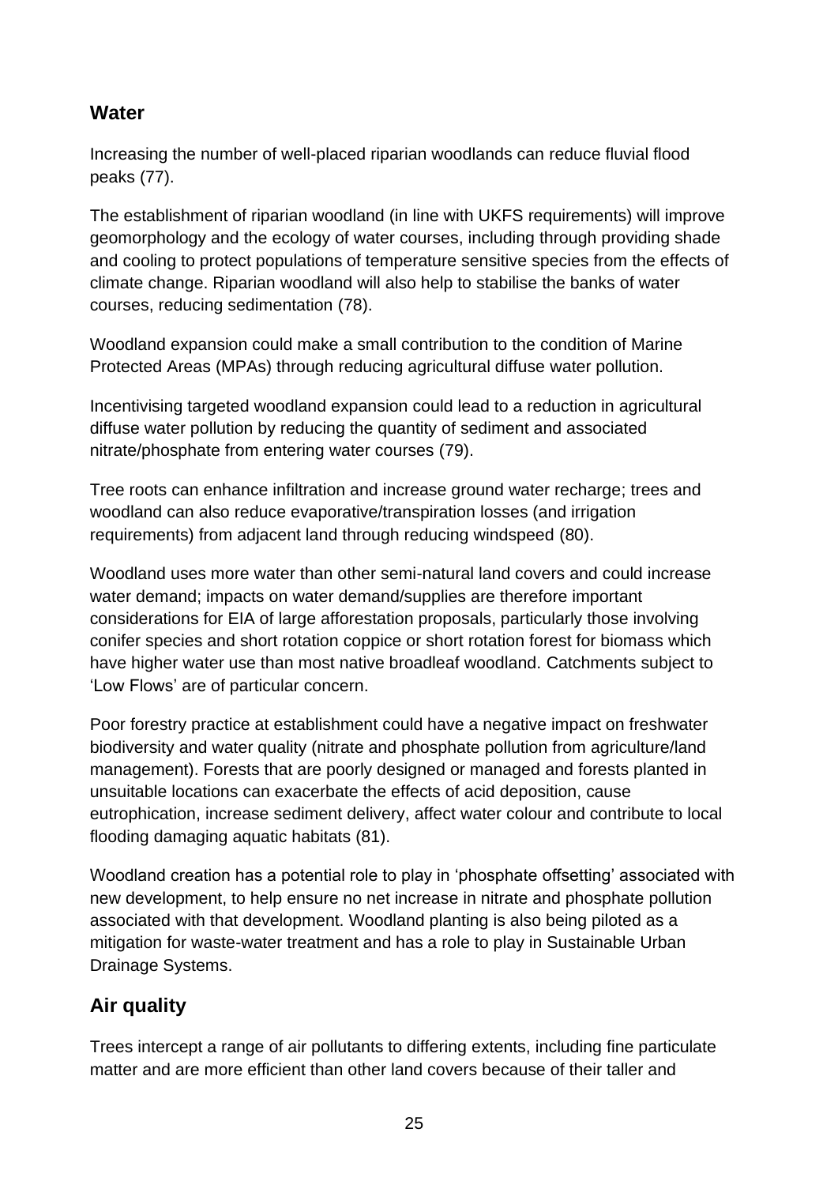## Water

Increasing the number of well-placed riparian woodlands can reduce fluvial flood peaks (77).

The establishment of riparian woodland (in line with UKFS requirements) will improve geomorphology and the ecology of water courses, including through providing shade and cooling to protect populations of temperature sensitive species from the effects of climate change. Riparian woodland will also help to stabilise the banks of water courses, reducing sedimentation (78).

Woodland expansion could make a small contribution to the condition of Marine Protected Areas (MPAs) through reducing agricultural diffuse water pollution.

Incentivising targeted woodland expansion could lead to a reduction in agricultural diffuse water pollution by reducing the quantity of sediment and associated nitrate/phosphate from entering water courses (79).

Tree roots can enhance infiltration and increase ground water recharge; trees and woodland can also reduce evaporative/transpiration losses (and irrigation requirements) from adjacent land through reducing windspeed (80).

Woodland uses more water than other semi-natural land covers and could increase water demand; impacts on water demand/supplies are therefore important considerations for EIA of large afforestation proposals, particularly those involving conifer species and short rotation coppice or short rotation forest for biomass which have higher water use than most native broadleaf woodland. Catchments subject to 'Low Flows' are of particular concern.

Poor forestry practice at establishment could have a negative impact on freshwater biodiversity and water quality (nitrate and phosphate pollution from agriculture/land management). Forests that are poorly designed or managed and forests planted in unsuitable locations can exacerbate the effects of acid deposition, cause eutrophication, increase sediment delivery, affect water colour and contribute to local flooding damaging aquatic habitats (81).

Woodland creation has a potential role to play in 'phosphate offsetting' associated with new development, to help ensure no net increase in nitrate and phosphate pollution associated with that development. Woodland planting is also being piloted as a mitigation for waste-water treatment and has a role to play in Sustainable Urban Drainage Systems.

## Air quality

Trees intercept a range of air pollutants to differing extents, including fine particulate matter and are more efficient than other land covers because of their taller and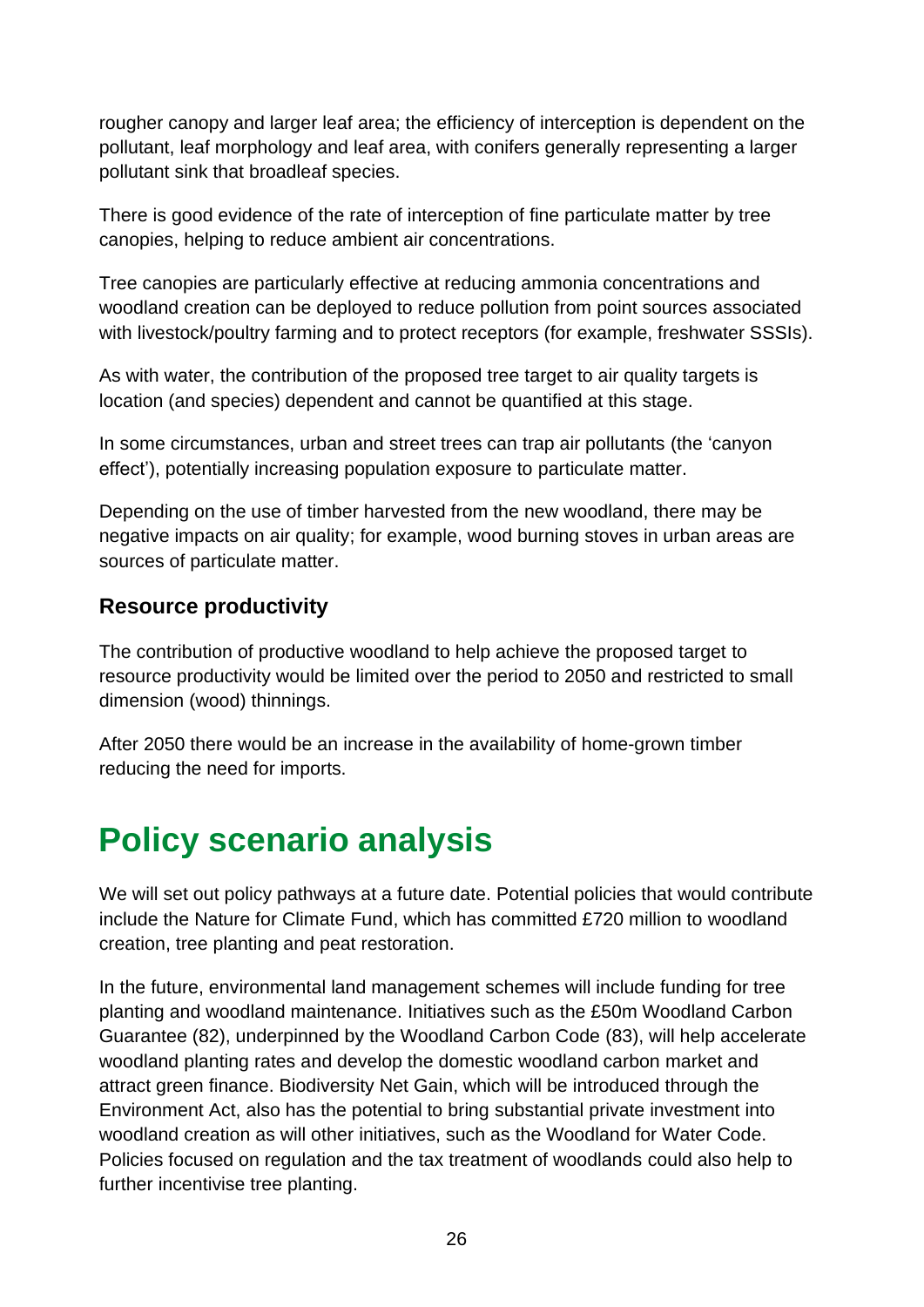rougher canopy and larger leaf area; the efficiency of interception is dependent on the pollutant, leaf morphology and leaf area, with conifers generally representing a larger pollutant sink that broadleaf species.

There is good evidence of the rate of interception of fine particulate matter by tree canopies, helping to reduce ambient air concentrations.

Tree canopies are particularly effective at reducing ammonia concentrations and woodland creation can be deployed to reduce pollution from point sources associated with livestock/poultry farming and to protect receptors (for example, freshwater SSSIs).

As with water, the contribution of the proposed tree target to air quality targets is location (and species) dependent and cannot be quantified at this stage.

In some circumstances, urban and street trees can trap air pollutants (the 'canyon effect'), potentially increasing population exposure to particulate matter.

Depending on the use of timber harvested from the new woodland, there may be negative impacts on air quality; for example, wood burning stoves in urban areas are sources of particulate matter.

### Resource productivity

The contribution of productive woodland to help achieve the proposed target to resource productivity would be limited over the period to 2050 and restricted to small dimension (wood) thinnings.

After 2050 there would be an increase in the availability of home-grown timber reducing the need for imports.

# Policy scenario analysis

We will set out policy pathways at a future date. Potential policies that would contribute include the Nature for Climate Fund, which has committed £720 million to woodland creation, tree planting and peat restoration.

In the future, environmental land management schemes will include funding for tree planting and woodland maintenance. Initiatives such as the £50m Woodland Carbon Guarantee (82), underpinned by the Woodland Carbon Code (83), will help accelerate woodland planting rates and develop the domestic woodland carbon market and attract green finance. Biodiversity Net Gain, which will be introduced through the Environment Act, also has the potential to bring substantial private investment into woodland creation as will other initiatives, such as the Woodland for Water Code. Policies focused on regulation and the tax treatment of woodlands could also help to further incentivise tree planting.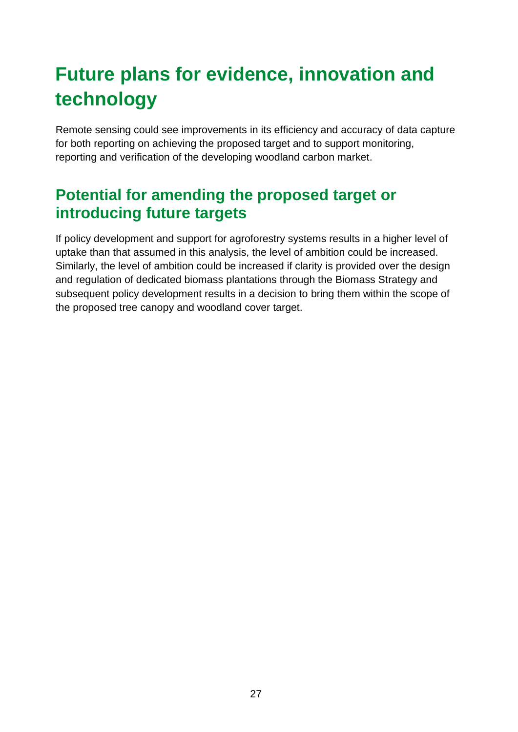# Future plans for evidence, innovation and technology

Remote sensing could see improvements in its efficiency and accuracy of data capture for both reporting on achieving the proposed target and to support monitoring, reporting and verification of the developing woodland carbon market.

## Potential for amending the proposed target or introducing future targets

If policy development and support for agroforestry systems results in a higher level of uptake than that assumed in this analysis, the level of ambition could be increased. Similarly, the level of ambition could be increased if clarity is provided over the design and regulation of dedicated biomass plantations through the Biomass Strategy and subsequent policy development results in a decision to bring them within the scope of the proposed tree canopy and woodland cover target.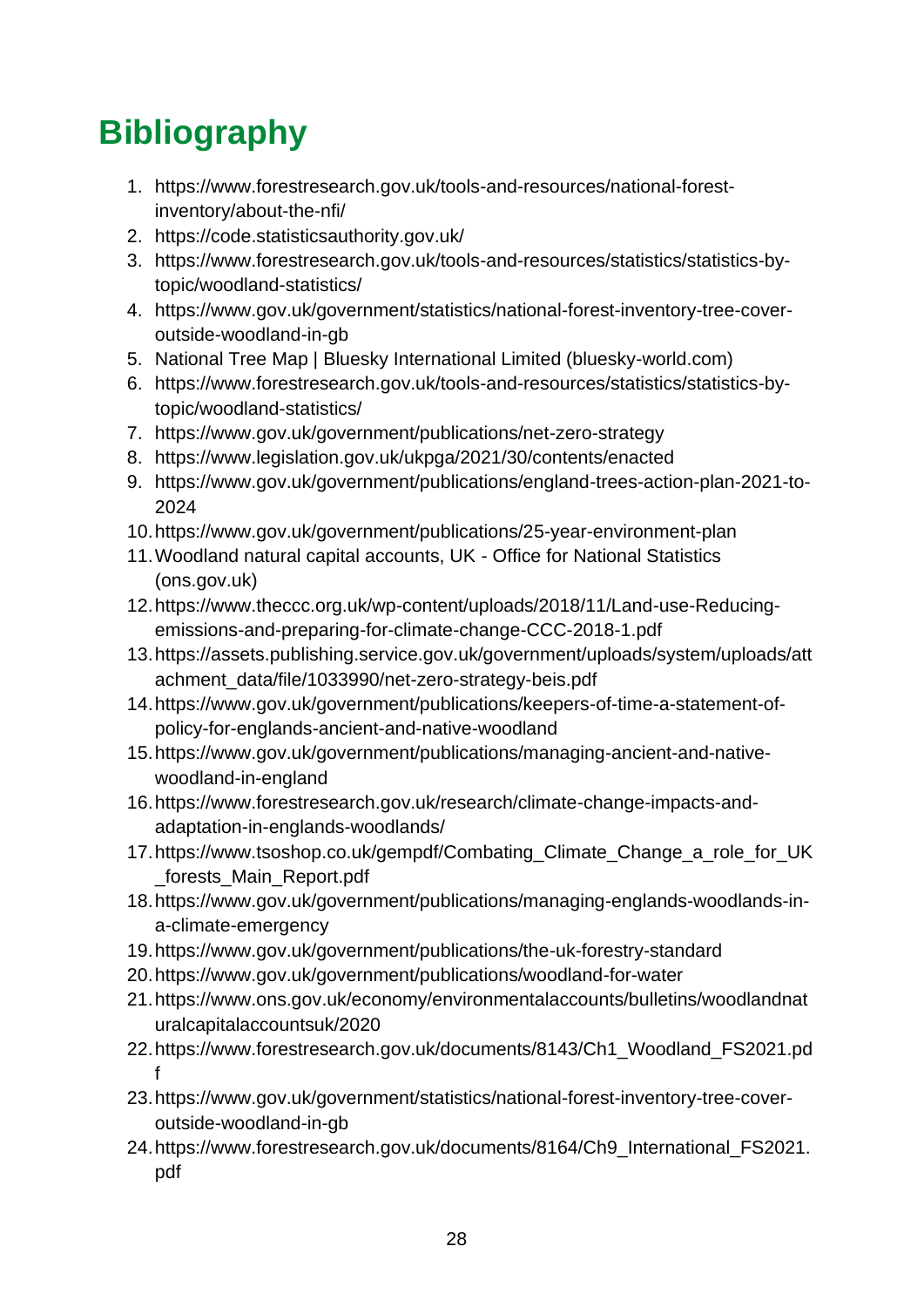# Bibliography

1. https://www.forestresearch.gov.uk/tools-and-resources/national-forest-inventory/about-the-nfi/
2. https://code.statisticsauthority.gov.uk/
3. https://www.forestresearch.gov.uk/tools-and-resources/statistics/statistics-by-topic/woodland-statistics/
4. https://www.gov.uk/government/statistics/national-forest-inventory-tree-cover-outside-woodland-in-gb
5. National Tree Map | Bluesky International Limited (bluesky-world.com)
6. https://www.forestresearch.gov.uk/tools-and-resources/statistics/statistics-by-topic/woodland-statistics/
7. https://www.gov.uk/government/publications/net-zero-strategy
8. https://www.legislation.gov.uk/ukpga/2021/30/contents/enacted
9. https://www.gov.uk/government/publications/england-trees-action-plan-2021-to-2024
10. https://www.gov.uk/government/publications/25-year-environment-plan
11. Woodland natural capital accounts, UK - Office for National Statistics (ons.gov.uk)
12. https://www.theccc.org.uk/wp-content/uploads/2018/11/Land-use-Reducing-emissions-and-preparing-for-climate-change-CCC-2018-1.pdf
13. https://assets.publishing.service.gov.uk/government/uploads/system/uploads/attachment_data/file/1033990/net-zero-strategy-beis.pdf
14. https://www.gov.uk/government/publications/keepers-of-time-a-statement-of-policy-for-englands-ancient-and-native-woodland
15. https://www.gov.uk/government/publications/managing-ancient-and-native-woodland-in-england
16. https://www.forestresearch.gov.uk/research/climate-change-impacts-and-adaptation-in-englands-woodlands/
17. https://www.tsoshop.co.uk/gempdf/Combating_Climate_Change_a_role_for_UK_forests_Main_Report.pdf
18. https://www.gov.uk/government/publications/managing-englands-woodlands-in-a-climate-emergency
19. https://www.gov.uk/government/publications/the-uk-forestry-standard
20. https://www.gov.uk/government/publications/woodland-for-water
21. https://www.ons.gov.uk/economy/environmentalaccounts/bulletins/woodlandnaturalcapitalaccountsuk/2020
22. https://www.forestresearch.gov.uk/documents/8143/Ch1_Woodland_FS2021.pdf
23. https://www.gov.uk/government/statistics/national-forest-inventory-tree-cover-outside-woodland-in-gb
24. https://www.forestresearch.gov.uk/documents/8164/Ch9_International_FS2021.pdf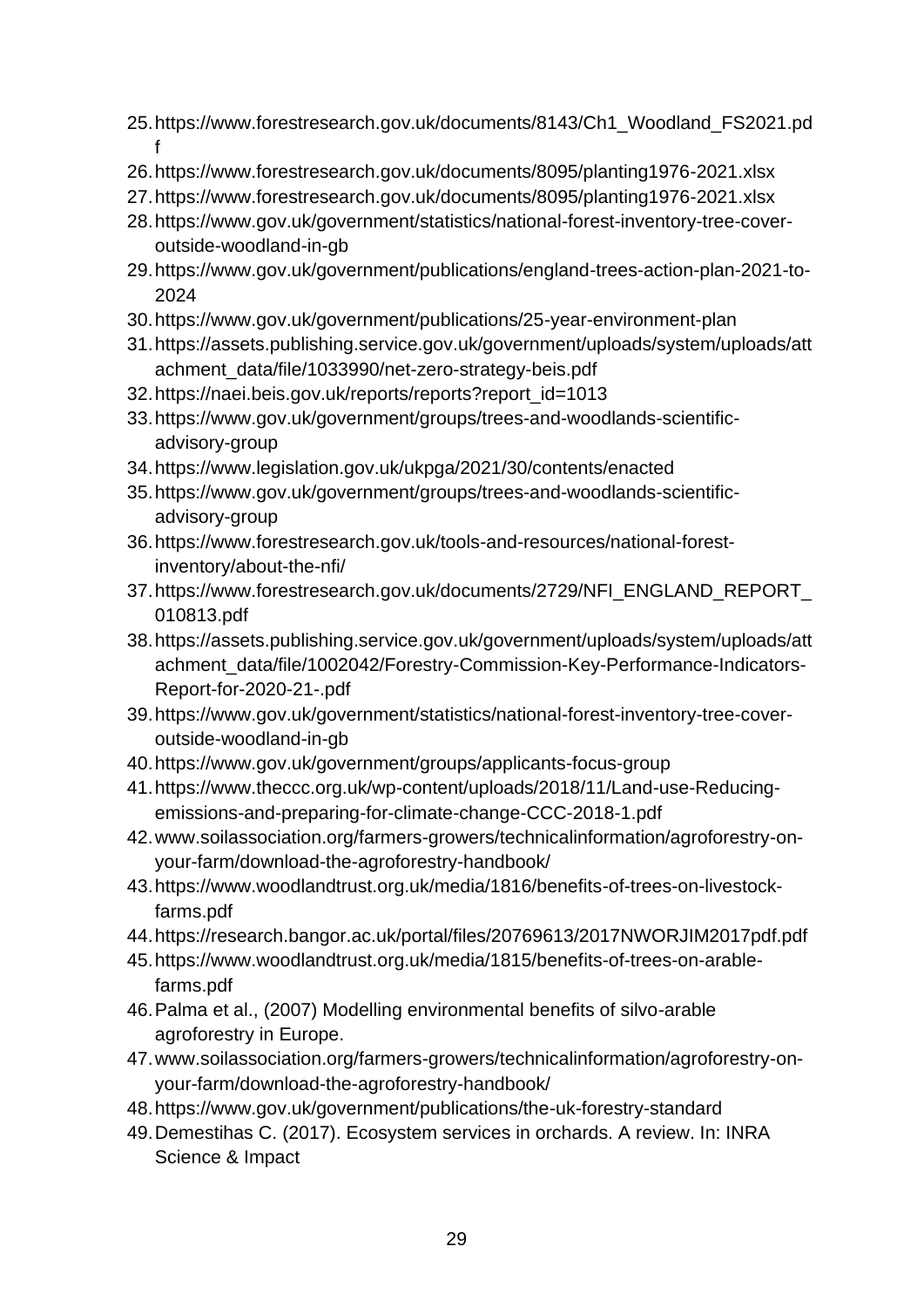25. https://www.forestresearch.gov.uk/documents/8143/Ch1_Woodland_FS2021.pdf
26. https://www.forestresearch.gov.uk/documents/8095/planting1976-2021.xlsx
27. https://www.forestresearch.gov.uk/documents/8095/planting1976-2021.xlsx
28. https://www.gov.uk/government/statistics/national-forest-inventory-tree-cover-outside-woodland-in-gb
29. https://www.gov.uk/government/publications/england-trees-action-plan-2021-to-2024
30. https://www.gov.uk/government/publications/25-year-environment-plan
31. https://assets.publishing.service.gov.uk/government/uploads/system/uploads/attachment_data/file/1033990/net-zero-strategy-beis.pdf
32. https://naei.beis.gov.uk/reports/reports?report_id=1013
33. https://www.gov.uk/government/groups/trees-and-woodlands-scientific-advisory-group
34. https://www.legislation.gov.uk/ukpga/2021/30/contents/enacted
35. https://www.gov.uk/government/groups/trees-and-woodlands-scientific-advisory-group
36. https://www.forestresearch.gov.uk/tools-and-resources/national-forest-inventory/about-the-nfi/
37. https://www.forestresearch.gov.uk/documents/2729/NFI_ENGLAND_REPORT_010813.pdf
38. https://assets.publishing.service.gov.uk/government/uploads/system/uploads/attachment_data/file/1002042/Forestry-Commission-Key-Performance-Indicators-Report-for-2020-21-.pdf
39. https://www.gov.uk/government/statistics/national-forest-inventory-tree-cover-outside-woodland-in-gb
40. https://www.gov.uk/government/groups/applicants-focus-group
41. https://www.theccc.org.uk/wp-content/uploads/2018/11/Land-use-Reducing-emissions-and-preparing-for-climate-change-CCC-2018-1.pdf
42. www.soilassociation.org/farmers-growers/technicalinformation/agroforestry-on-your-farm/download-the-agroforestry-handbook/
43. https://www.woodlandtrust.org.uk/media/1816/benefits-of-trees-on-livestock-farms.pdf
44. https://research.bangor.ac.uk/portal/files/20769613/2017NWORJIM2017pdf.pdf
45. https://www.woodlandtrust.org.uk/media/1815/benefits-of-trees-on-arable-farms.pdf
46. Palma et al., (2007) Modelling environmental benefits of silvo-arable agroforestry in Europe.
47. www.soilassociation.org/farmers-growers/technicalinformation/agroforestry-on-your-farm/download-the-agroforestry-handbook/
48. https://www.gov.uk/government/publications/the-uk-forestry-standard
49. Demestihas C. (2017). Ecosystem services in orchards. A review. In: INRA Science & Impact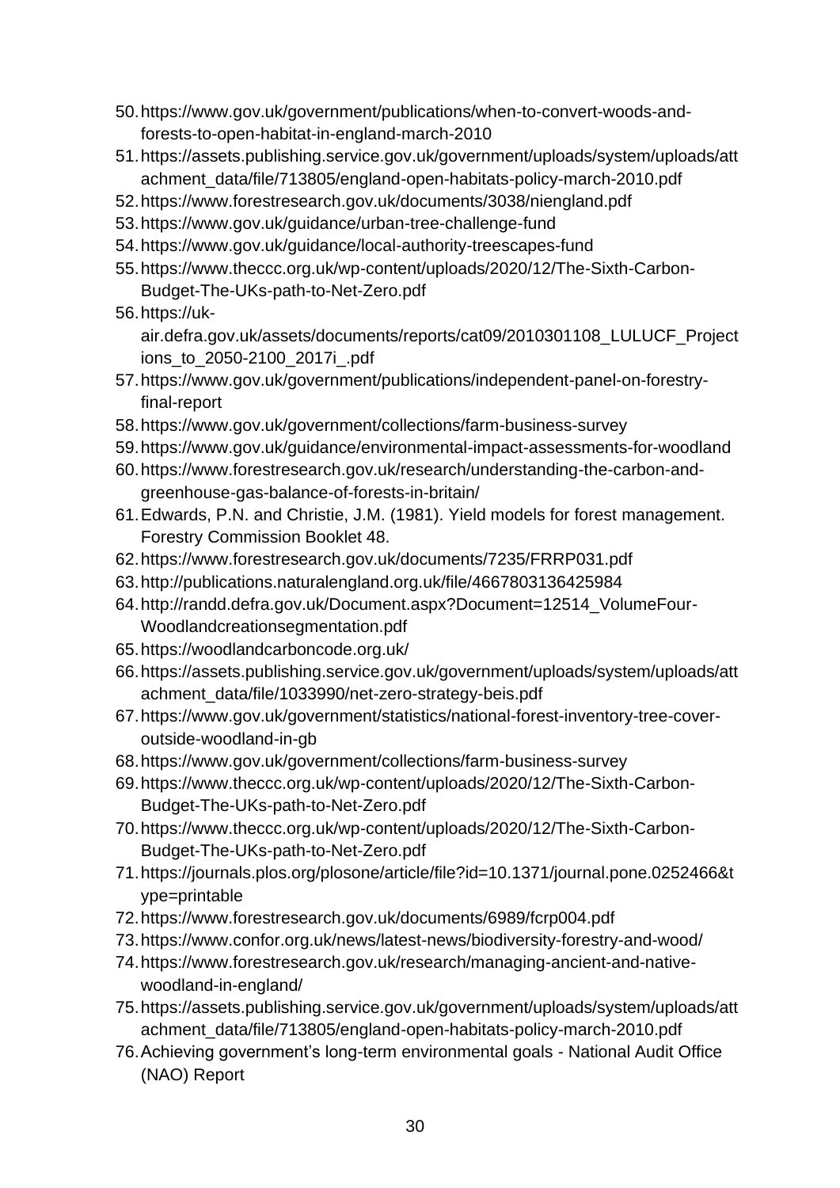50. https://www.gov.uk/government/publications/when-to-convert-woods-and-forests-to-open-habitat-in-england-march-2010
51. https://assets.publishing.service.gov.uk/government/uploads/system/uploads/attachment_data/file/713805/england-open-habitats-policy-march-2010.pdf
52. https://www.forestresearch.gov.uk/documents/3038/niengland.pdf
53. https://www.gov.uk/guidance/urban-tree-challenge-fund
54. https://www.gov.uk/guidance/local-authority-treescapes-fund
55. https://www.theccc.org.uk/wp-content/uploads/2020/12/The-Sixth-Carbon-Budget-The-UKs-path-to-Net-Zero.pdf
56. https://uk-air.defra.gov.uk/assets/documents/reports/cat09/2010301108_LULUCF_Projections_to_2050-2100_2017i_.pdf
57. https://www.gov.uk/government/publications/independent-panel-on-forestry-final-report
58. https://www.gov.uk/government/collections/farm-business-survey
59. https://www.gov.uk/guidance/environmental-impact-assessments-for-woodland
60. https://www.forestresearch.gov.uk/research/understanding-the-carbon-and-greenhouse-gas-balance-of-forests-in-britain/
61. Edwards, P.N. and Christie, J.M. (1981). Yield models for forest management. Forestry Commission Booklet 48.
62. https://www.forestresearch.gov.uk/documents/7235/FRRP031.pdf
63. http://publications.naturalengland.org.uk/file/4667803136425984
64. http://randd.defra.gov.uk/Document.aspx?Document=12514_VolumeFour-Woodlandcreationsegmentation.pdf
65. https://woodlandcarboncode.org.uk/
66. https://assets.publishing.service.gov.uk/government/uploads/system/uploads/attachment_data/file/1033990/net-zero-strategy-beis.pdf
67. https://www.gov.uk/government/statistics/national-forest-inventory-tree-cover-outside-woodland-in-gb
68. https://www.gov.uk/government/collections/farm-business-survey
69. https://www.theccc.org.uk/wp-content/uploads/2020/12/The-Sixth-Carbon-Budget-The-UKs-path-to-Net-Zero.pdf
70. https://www.theccc.org.uk/wp-content/uploads/2020/12/The-Sixth-Carbon-Budget-The-UKs-path-to-Net-Zero.pdf
71. https://journals.plos.org/plosone/article/file?id=10.1371/journal.pone.0252466&type=printable
72. https://www.forestresearch.gov.uk/documents/6989/fcrp004.pdf
73. https://www.confor.org.uk/news/latest-news/biodiversity-forestry-and-wood/
74. https://www.forestresearch.gov.uk/research/managing-ancient-and-native-woodland-in-england/
75. https://assets.publishing.service.gov.uk/government/uploads/system/uploads/attachment_data/file/713805/england-open-habitats-policy-march-2010.pdf
76. Achieving government's long-term environmental goals - National Audit Office (NAO) Report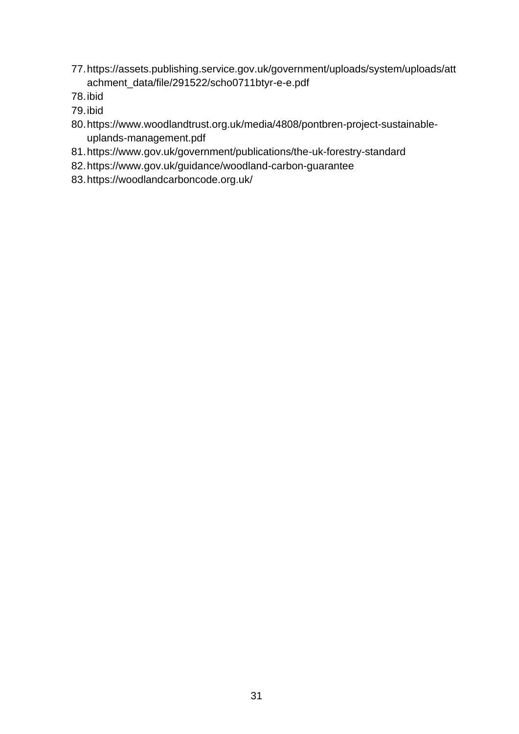77. https://assets.publishing.service.gov.uk/government/uploads/system/uploads/attachment_data/file/291522/scho0711btyr-e-e.pdf
78. ibid
79. ibid
80. https://www.woodlandtrust.org.uk/media/4808/pontbren-project-sustainable-uplands-management.pdf
81. https://www.gov.uk/government/publications/the-uk-forestry-standard
82. https://www.gov.uk/guidance/woodland-carbon-guarantee
83. https://woodlandcarboncode.org.uk/